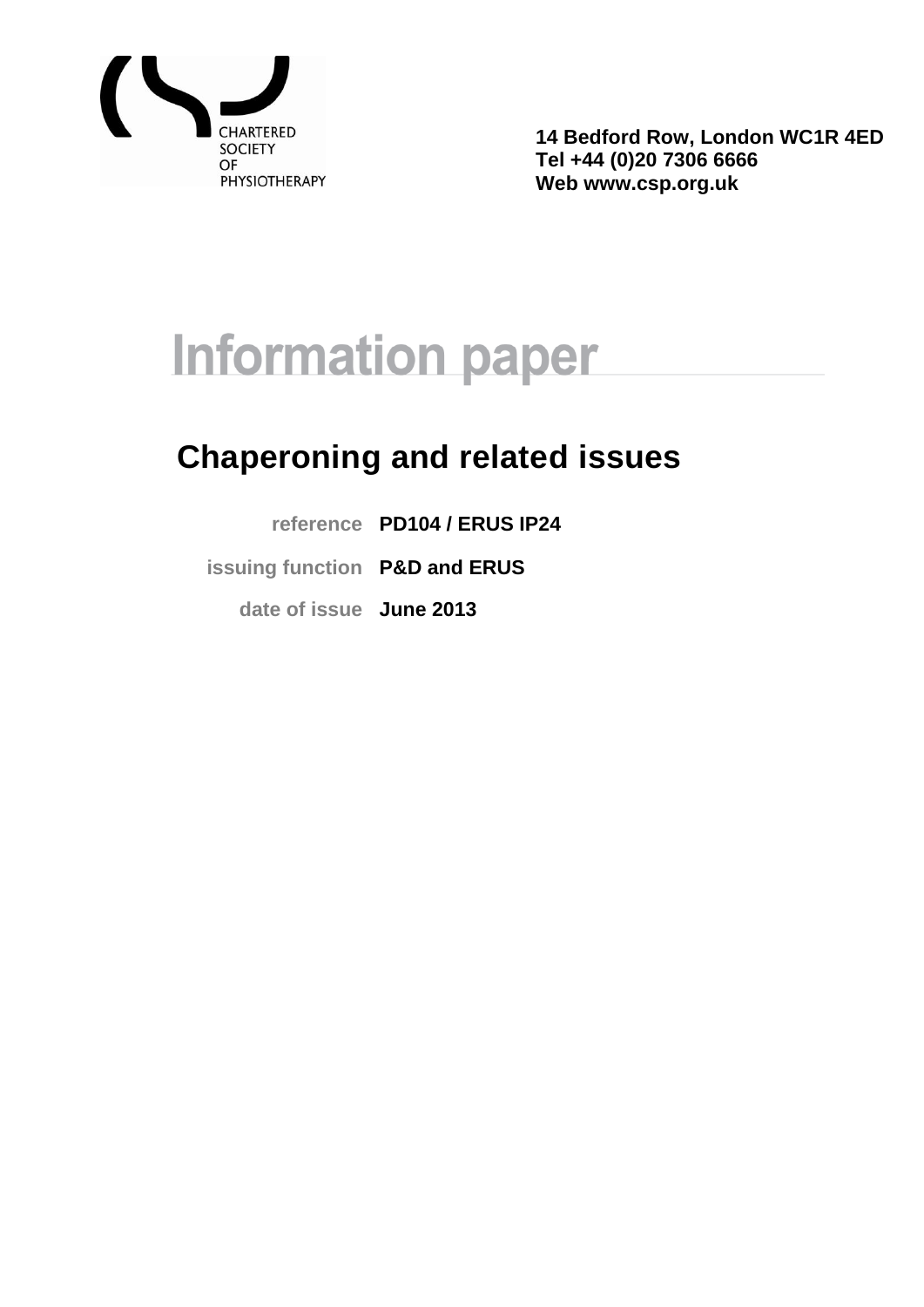CHARTERED SOCIETY OF PHYSIOTHERAPY

**14 Bedford Row, London WC1R 4ED**
**Tel +44 (0)20 7306 6666**
**Web www.csp.org.uk**

# Information paper

## Chaperoning and related issues

| | |
|---|---|
| reference | **PD104 / ERUS IP24** |
| issuing function | **P&D and ERUS** |
| date of issue | **June 2013** |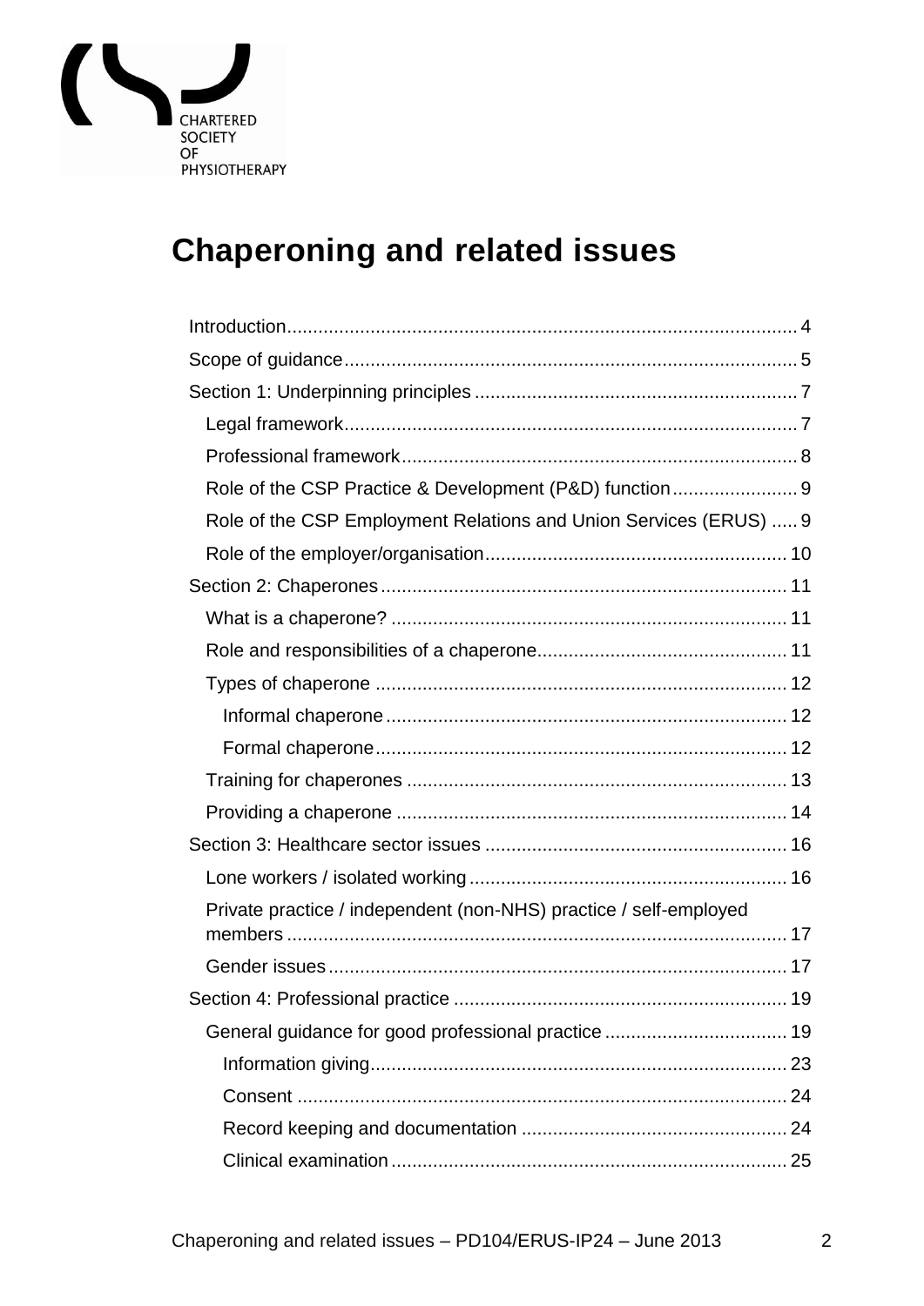# Chaperoning and related issues

- Introduction ..... 4
- Scope of guidance ..... 5
- Section 1: Underpinning principles ..... 7
  - Legal framework ..... 7
  - Professional framework ..... 8
  - Role of the CSP Practice & Development (P&D) function ..... 9
  - Role of the CSP Employment Relations and Union Services (ERUS) ..... 9
  - Role of the employer/organisation ..... 10
- Section 2: Chaperones ..... 11
  - What is a chaperone? ..... 11
  - Role and responsibilities of a chaperone ..... 11
  - Types of chaperone ..... 12
    - Informal chaperone ..... 12
    - Formal chaperone ..... 12
  - Training for chaperones ..... 13
  - Providing a chaperone ..... 14
- Section 3: Healthcare sector issues ..... 16
  - Lone workers / isolated working ..... 16
  - Private practice / independent (non-NHS) practice / self-employed members ..... 17
  - Gender issues ..... 17
- Section 4: Professional practice ..... 19
  - General guidance for good professional practice ..... 19
    - Information giving ..... 23
    - Consent ..... 24
    - Record keeping and documentation ..... 24
    - Clinical examination ..... 25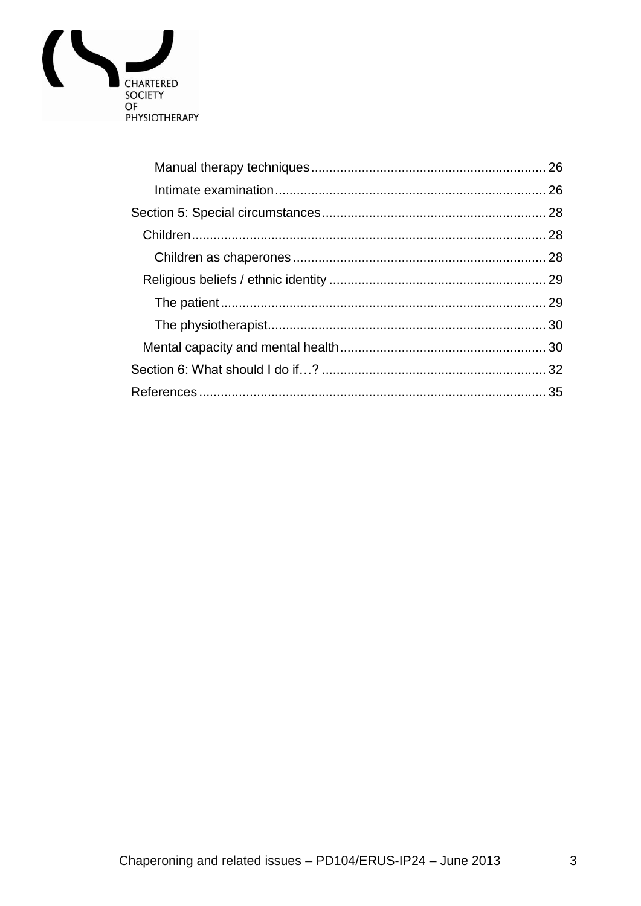- Manual therapy techniques ........ 26
- Intimate examination ........ 26

Section 5: Special circumstances ........ 28

- Children ........ 28
  - Children as chaperones ........ 28
- Religious beliefs / ethnic identity ........ 29
  - The patient ........ 29
  - The physiotherapist ........ 30
- Mental capacity and mental health ........ 30

Section 6: What should I do if…? ........ 32

References ........ 35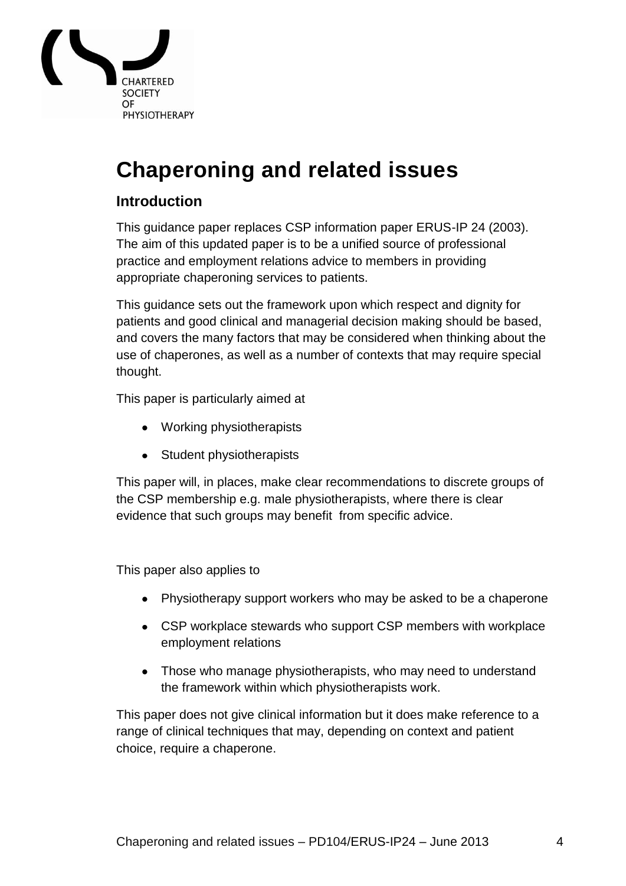# Chaperoning and related issues

## Introduction

This guidance paper replaces CSP information paper ERUS-IP 24 (2003). The aim of this updated paper is to be a unified source of professional practice and employment relations advice to members in providing appropriate chaperoning services to patients.

This guidance sets out the framework upon which respect and dignity for patients and good clinical and managerial decision making should be based, and covers the many factors that may be considered when thinking about the use of chaperones, as well as a number of contexts that may require special thought.

This paper is particularly aimed at

- Working physiotherapists
- Student physiotherapists

This paper will, in places, make clear recommendations to discrete groups of the CSP membership e.g. male physiotherapists, where there is clear evidence that such groups may benefit from specific advice.

This paper also applies to

- Physiotherapy support workers who may be asked to be a chaperone
- CSP workplace stewards who support CSP members with workplace employment relations
- Those who manage physiotherapists, who may need to understand the framework within which physiotherapists work.

This paper does not give clinical information but it does make reference to a range of clinical techniques that may, depending on context and patient choice, require a chaperone.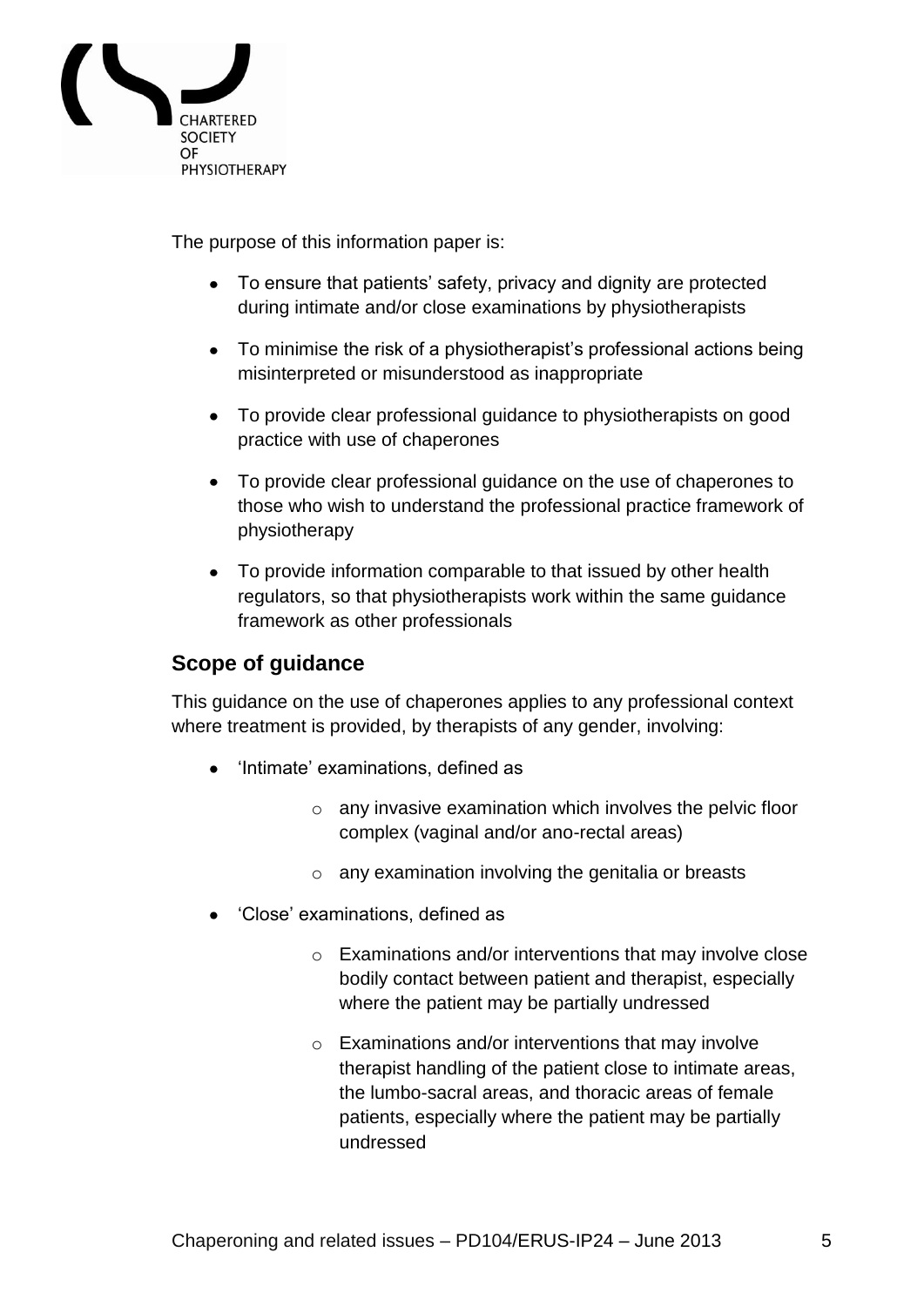The purpose of this information paper is:

- To ensure that patients' safety, privacy and dignity are protected during intimate and/or close examinations by physiotherapists
- To minimise the risk of a physiotherapist's professional actions being misinterpreted or misunderstood as inappropriate
- To provide clear professional guidance to physiotherapists on good practice with use of chaperones
- To provide clear professional guidance on the use of chaperones to those who wish to understand the professional practice framework of physiotherapy
- To provide information comparable to that issued by other health regulators, so that physiotherapists work within the same guidance framework as other professionals

## Scope of guidance

This guidance on the use of chaperones applies to any professional context where treatment is provided, by therapists of any gender, involving:

- 'Intimate' examinations, defined as
  - any invasive examination which involves the pelvic floor complex (vaginal and/or ano-rectal areas)
  - any examination involving the genitalia or breasts
- 'Close' examinations, defined as
  - Examinations and/or interventions that may involve close bodily contact between patient and therapist, especially where the patient may be partially undressed
  - Examinations and/or interventions that may involve therapist handling of the patient close to intimate areas, the lumbo-sacral areas, and thoracic areas of female patients, especially where the patient may be partially undressed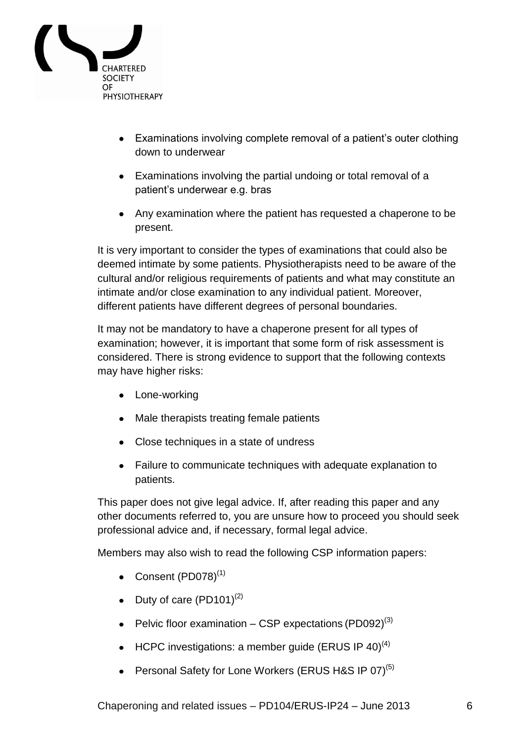- Examinations involving complete removal of a patient's outer clothing down to underwear
- Examinations involving the partial undoing or total removal of a patient's underwear e.g. bras
- Any examination where the patient has requested a chaperone to be present.

It is very important to consider the types of examinations that could also be deemed intimate by some patients. Physiotherapists need to be aware of the cultural and/or religious requirements of patients and what may constitute an intimate and/or close examination to any individual patient. Moreover, different patients have different degrees of personal boundaries.

It may not be mandatory to have a chaperone present for all types of examination; however, it is important that some form of risk assessment is considered. There is strong evidence to support that the following contexts may have higher risks:

- Lone-working
- Male therapists treating female patients
- Close techniques in a state of undress
- Failure to communicate techniques with adequate explanation to patients.

This paper does not give legal advice. If, after reading this paper and any other documents referred to, you are unsure how to proceed you should seek professional advice and, if necessary, formal legal advice.

Members may also wish to read the following CSP information papers:

- Consent (PD078)[1]
- Duty of care (PD101)[2]
- Pelvic floor examination – CSP expectations (PD092)[3]
- HCPC investigations: a member guide (ERUS IP 40)[4]
- Personal Safety for Lone Workers (ERUS H&S IP 07)[5]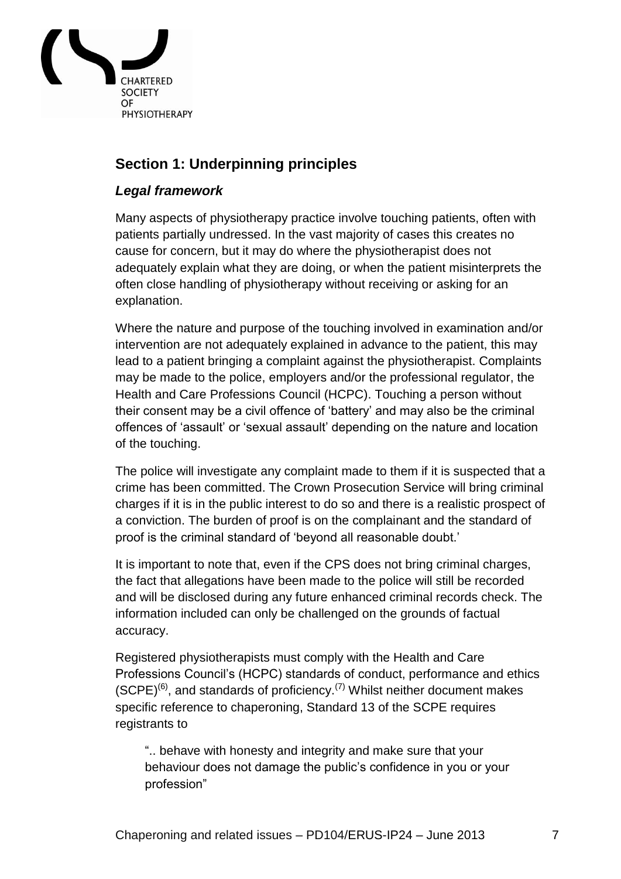## Section 1: Underpinning principles

### *Legal framework*

Many aspects of physiotherapy practice involve touching patients, often with patients partially undressed. In the vast majority of cases this creates no cause for concern, but it may do where the physiotherapist does not adequately explain what they are doing, or when the patient misinterprets the often close handling of physiotherapy without receiving or asking for an explanation.

Where the nature and purpose of the touching involved in examination and/or intervention are not adequately explained in advance to the patient, this may lead to a patient bringing a complaint against the physiotherapist. Complaints may be made to the police, employers and/or the professional regulator, the Health and Care Professions Council (HCPC). Touching a person without their consent may be a civil offence of 'battery' and may also be the criminal offences of 'assault' or 'sexual assault' depending on the nature and location of the touching.

The police will investigate any complaint made to them if it is suspected that a crime has been committed. The Crown Prosecution Service will bring criminal charges if it is in the public interest to do so and there is a realistic prospect of a conviction. The burden of proof is on the complainant and the standard of proof is the criminal standard of 'beyond all reasonable doubt.'

It is important to note that, even if the CPS does not bring criminal charges, the fact that allegations have been made to the police will still be recorded and will be disclosed during any future enhanced criminal records check. The information included can only be challenged on the grounds of factual accuracy.

Registered physiotherapists must comply with the Health and Care Professions Council's (HCPC) standards of conduct, performance and ethics (SCPE)[6], and standards of proficiency.[7] Whilst neither document makes specific reference to chaperoning, Standard 13 of the SCPE requires registrants to

> ".. behave with honesty and integrity and make sure that your behaviour does not damage the public's confidence in you or your profession"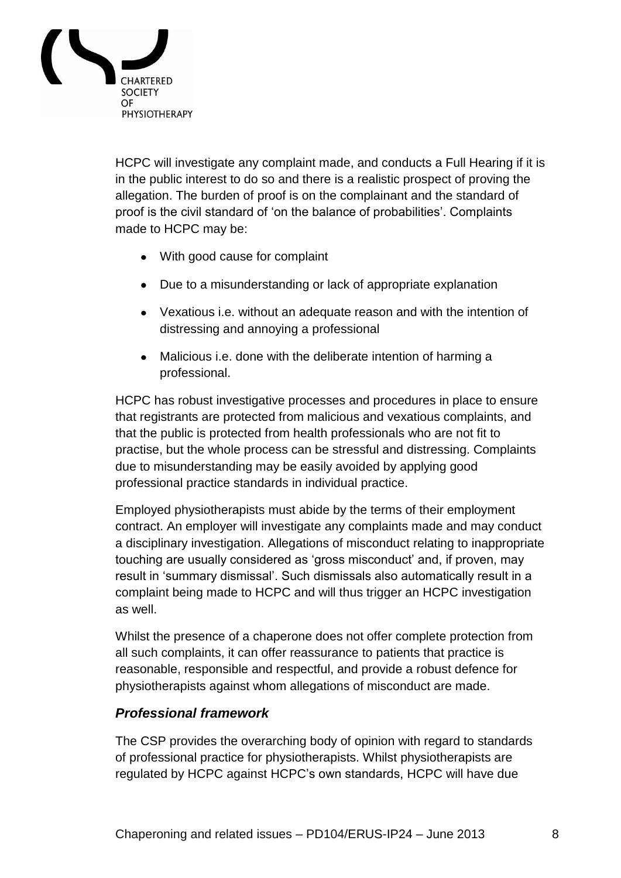HCPC will investigate any complaint made, and conducts a Full Hearing if it is in the public interest to do so and there is a realistic prospect of proving the allegation. The burden of proof is on the complainant and the standard of proof is the civil standard of 'on the balance of probabilities'. Complaints made to HCPC may be:

- With good cause for complaint
- Due to a misunderstanding or lack of appropriate explanation
- Vexatious i.e. without an adequate reason and with the intention of distressing and annoying a professional
- Malicious i.e. done with the deliberate intention of harming a professional.

HCPC has robust investigative processes and procedures in place to ensure that registrants are protected from malicious and vexatious complaints, and that the public is protected from health professionals who are not fit to practise, but the whole process can be stressful and distressing. Complaints due to misunderstanding may be easily avoided by applying good professional practice standards in individual practice.

Employed physiotherapists must abide by the terms of their employment contract. An employer will investigate any complaints made and may conduct a disciplinary investigation. Allegations of misconduct relating to inappropriate touching are usually considered as 'gross misconduct' and, if proven, may result in 'summary dismissal'. Such dismissals also automatically result in a complaint being made to HCPC and will thus trigger an HCPC investigation as well.

Whilst the presence of a chaperone does not offer complete protection from all such complaints, it can offer reassurance to patients that practice is reasonable, responsible and respectful, and provide a robust defence for physiotherapists against whom allegations of misconduct are made.

### *Professional framework*

The CSP provides the overarching body of opinion with regard to standards of professional practice for physiotherapists. Whilst physiotherapists are regulated by HCPC against HCPC's own standards, HCPC will have due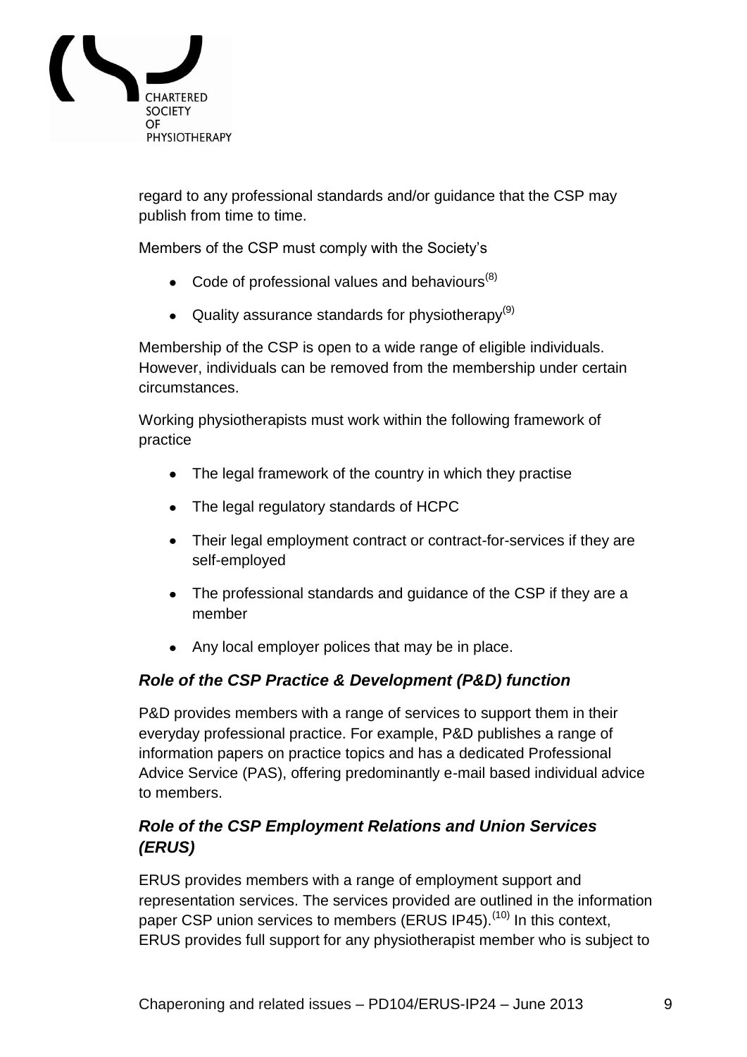regard to any professional standards and/or guidance that the CSP may publish from time to time.

Members of the CSP must comply with the Society's

- Code of professional values and behaviours[8]
- Quality assurance standards for physiotherapy[9]

Membership of the CSP is open to a wide range of eligible individuals. However, individuals can be removed from the membership under certain circumstances.

Working physiotherapists must work within the following framework of practice

- The legal framework of the country in which they practise
- The legal regulatory standards of HCPC
- Their legal employment contract or contract-for-services if they are self-employed
- The professional standards and guidance of the CSP if they are a member
- Any local employer polices that may be in place.

### *Role of the CSP Practice & Development (P&D) function*

P&D provides members with a range of services to support them in their everyday professional practice. For example, P&D publishes a range of information papers on practice topics and has a dedicated Professional Advice Service (PAS), offering predominantly e-mail based individual advice to members.

### *Role of the CSP Employment Relations and Union Services (ERUS)*

ERUS provides members with a range of employment support and representation services. The services provided are outlined in the information paper CSP union services to members (ERUS IP45).[10] In this context, ERUS provides full support for any physiotherapist member who is subject to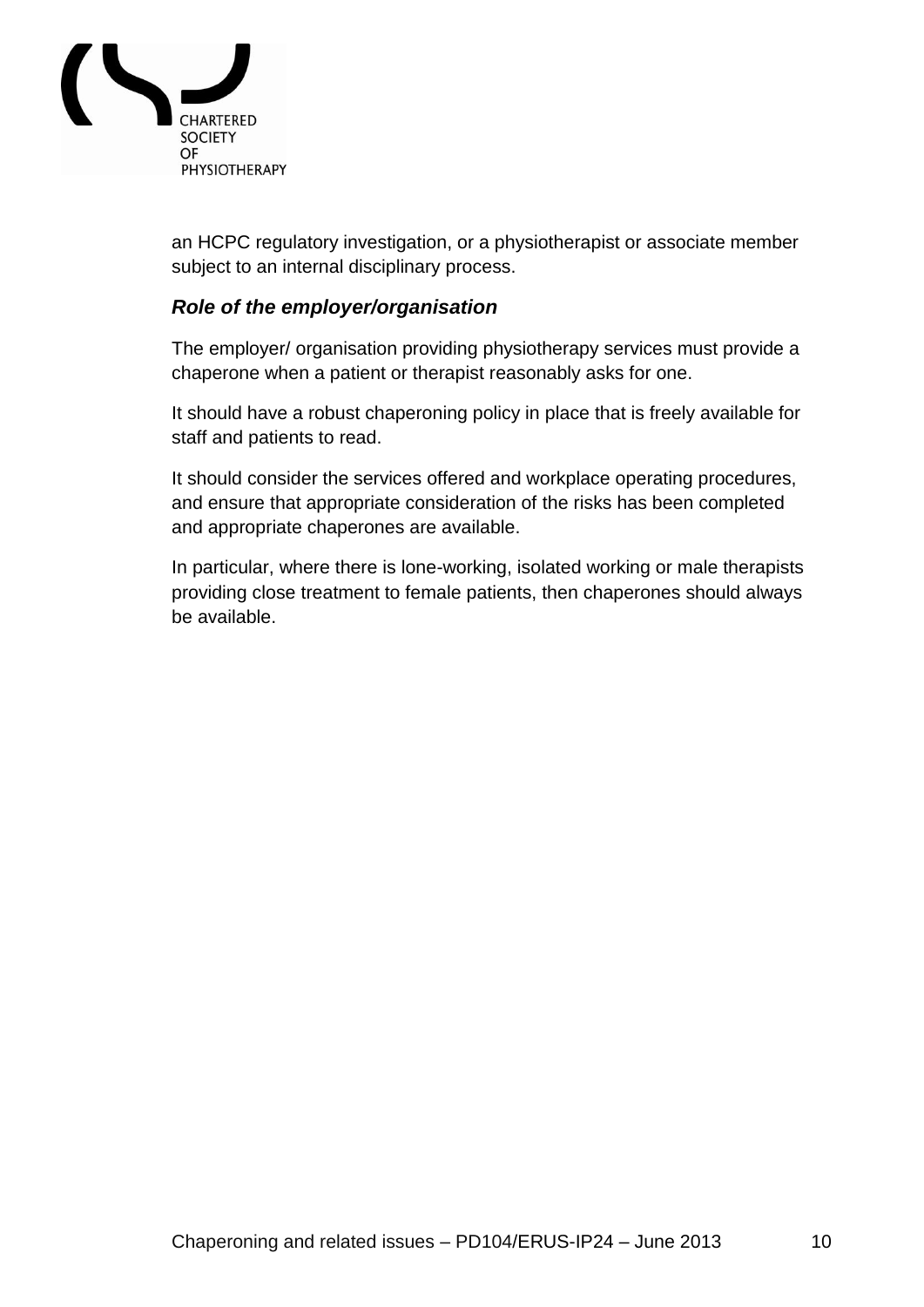an HCPC regulatory investigation, or a physiotherapist or associate member subject to an internal disciplinary process.

### *Role of the employer/organisation*

The employer/ organisation providing physiotherapy services must provide a chaperone when a patient or therapist reasonably asks for one.

It should have a robust chaperoning policy in place that is freely available for staff and patients to read.

It should consider the services offered and workplace operating procedures, and ensure that appropriate consideration of the risks has been completed and appropriate chaperones are available.

In particular, where there is lone-working, isolated working or male therapists providing close treatment to female patients, then chaperones should always be available.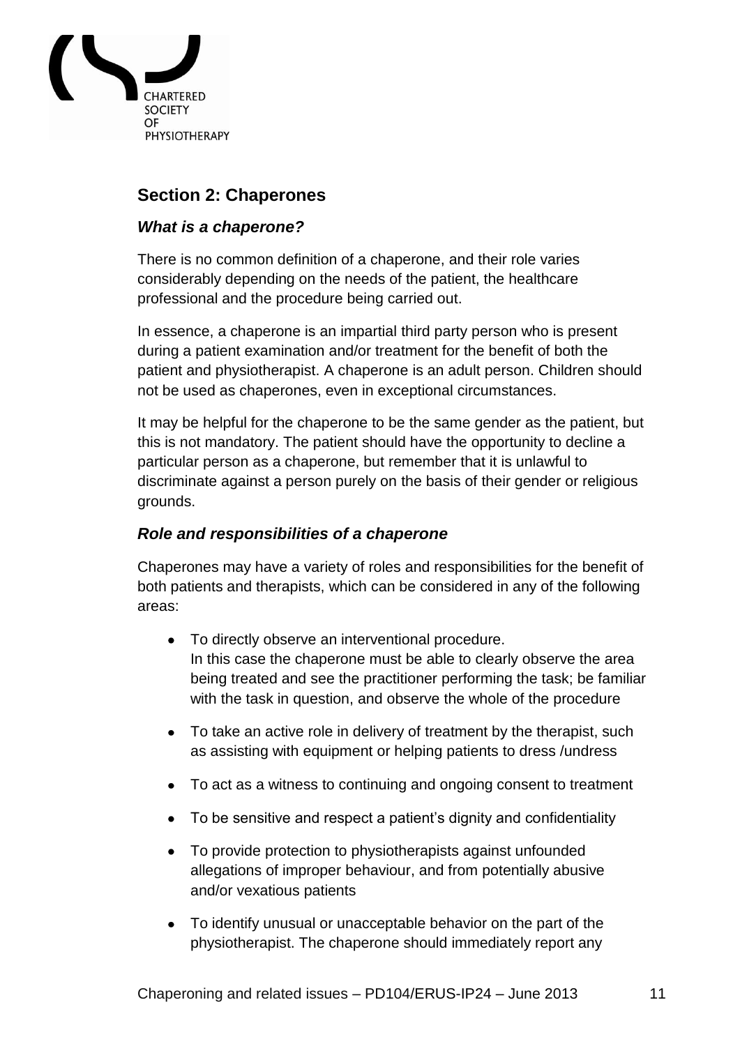## Section 2: Chaperones

### *What is a chaperone?*

There is no common definition of a chaperone, and their role varies considerably depending on the needs of the patient, the healthcare professional and the procedure being carried out.

In essence, a chaperone is an impartial third party person who is present during a patient examination and/or treatment for the benefit of both the patient and physiotherapist. A chaperone is an adult person. Children should not be used as chaperones, even in exceptional circumstances.

It may be helpful for the chaperone to be the same gender as the patient, but this is not mandatory. The patient should have the opportunity to decline a particular person as a chaperone, but remember that it is unlawful to discriminate against a person purely on the basis of their gender or religious grounds.

### *Role and responsibilities of a chaperone*

Chaperones may have a variety of roles and responsibilities for the benefit of both patients and therapists, which can be considered in any of the following areas:

- To directly observe an interventional procedure.
  In this case the chaperone must be able to clearly observe the area being treated and see the practitioner performing the task; be familiar with the task in question, and observe the whole of the procedure
- To take an active role in delivery of treatment by the therapist, such as assisting with equipment or helping patients to dress /undress
- To act as a witness to continuing and ongoing consent to treatment
- To be sensitive and respect a patient's dignity and confidentiality
- To provide protection to physiotherapists against unfounded allegations of improper behaviour, and from potentially abusive and/or vexatious patients
- To identify unusual or unacceptable behavior on the part of the physiotherapist. The chaperone should immediately report any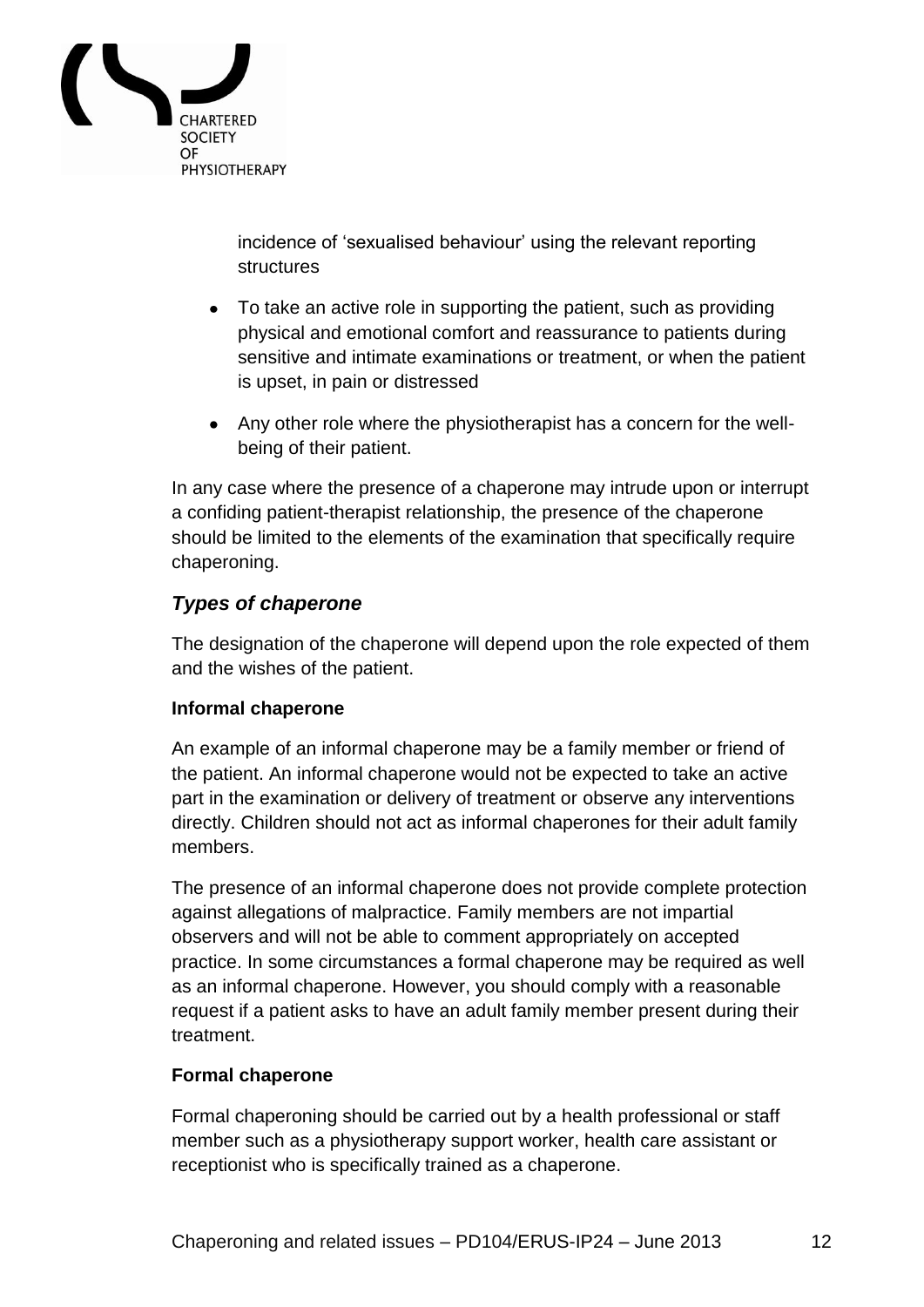incidence of 'sexualised behaviour' using the relevant reporting structures

- To take an active role in supporting the patient, such as providing physical and emotional comfort and reassurance to patients during sensitive and intimate examinations or treatment, or when the patient is upset, in pain or distressed
- Any other role where the physiotherapist has a concern for the well-being of their patient.

In any case where the presence of a chaperone may intrude upon or interrupt a confiding patient-therapist relationship, the presence of the chaperone should be limited to the elements of the examination that specifically require chaperoning.

### *Types of chaperone*

The designation of the chaperone will depend upon the role expected of them and the wishes of the patient.

**Informal chaperone**

An example of an informal chaperone may be a family member or friend of the patient. An informal chaperone would not be expected to take an active part in the examination or delivery of treatment or observe any interventions directly. Children should not act as informal chaperones for their adult family members.

The presence of an informal chaperone does not provide complete protection against allegations of malpractice. Family members are not impartial observers and will not be able to comment appropriately on accepted practice. In some circumstances a formal chaperone may be required as well as an informal chaperone. However, you should comply with a reasonable request if a patient asks to have an adult family member present during their treatment.

**Formal chaperone**

Formal chaperoning should be carried out by a health professional or staff member such as a physiotherapy support worker, health care assistant or receptionist who is specifically trained as a chaperone.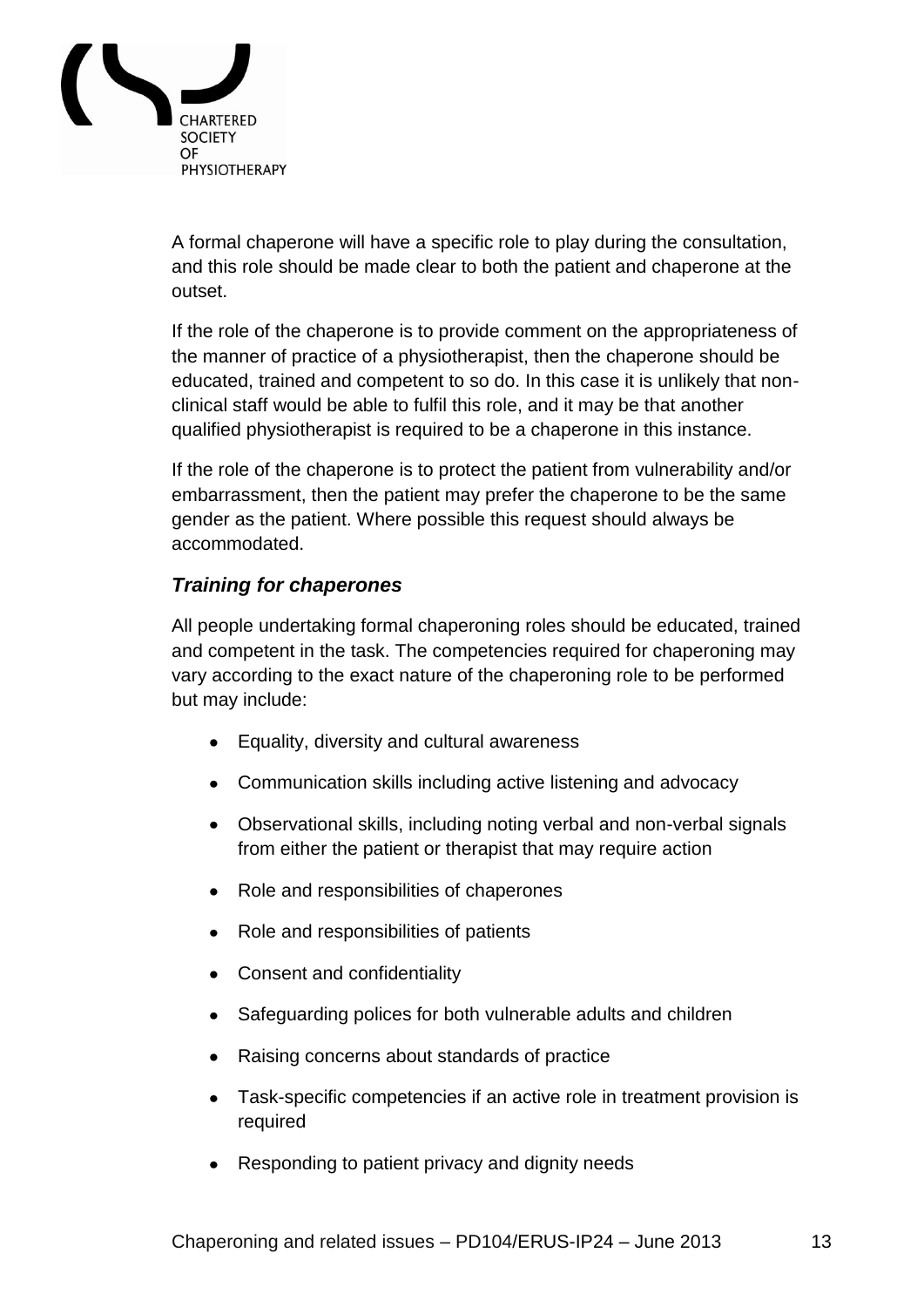A formal chaperone will have a specific role to play during the consultation, and this role should be made clear to both the patient and chaperone at the outset.

If the role of the chaperone is to provide comment on the appropriateness of the manner of practice of a physiotherapist, then the chaperone should be educated, trained and competent to so do. In this case it is unlikely that non-clinical staff would be able to fulfil this role, and it may be that another qualified physiotherapist is required to be a chaperone in this instance.

If the role of the chaperone is to protect the patient from vulnerability and/or embarrassment, then the patient may prefer the chaperone to be the same gender as the patient. Where possible this request should always be accommodated.

### *Training for chaperones*

All people undertaking formal chaperoning roles should be educated, trained and competent in the task. The competencies required for chaperoning may vary according to the exact nature of the chaperoning role to be performed but may include:

- Equality, diversity and cultural awareness
- Communication skills including active listening and advocacy
- Observational skills, including noting verbal and non-verbal signals from either the patient or therapist that may require action
- Role and responsibilities of chaperones
- Role and responsibilities of patients
- Consent and confidentiality
- Safeguarding polices for both vulnerable adults and children
- Raising concerns about standards of practice
- Task-specific competencies if an active role in treatment provision is required
- Responding to patient privacy and dignity needs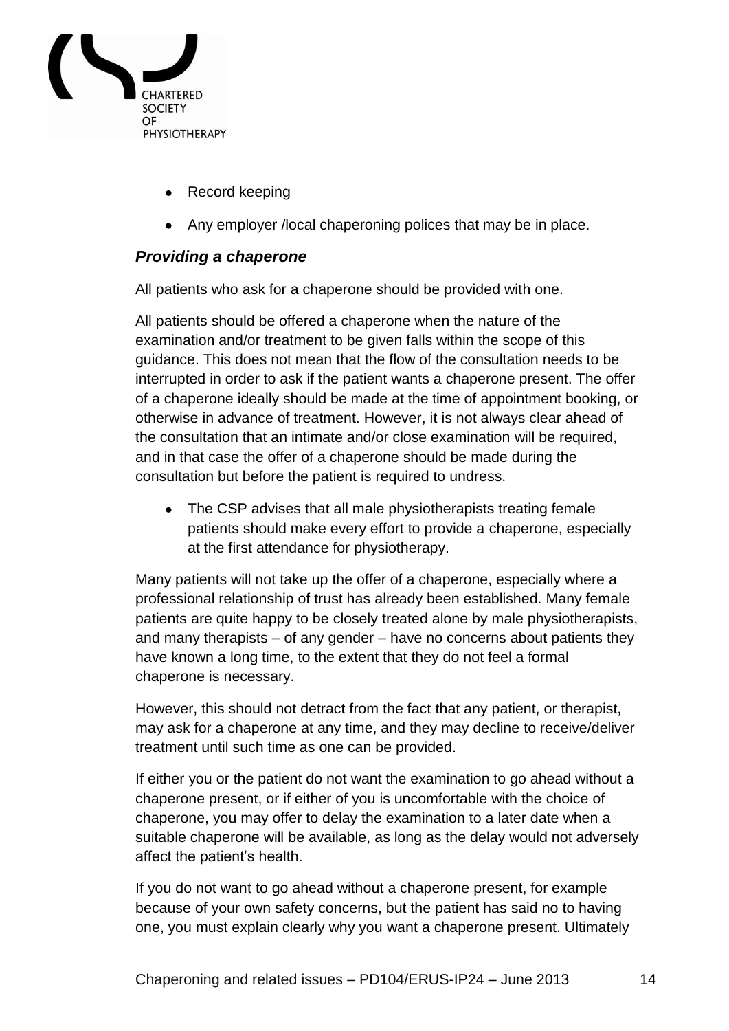- Record keeping
- Any employer /local chaperoning polices that may be in place.

### *Providing a chaperone*

All patients who ask for a chaperone should be provided with one.

All patients should be offered a chaperone when the nature of the examination and/or treatment to be given falls within the scope of this guidance. This does not mean that the flow of the consultation needs to be interrupted in order to ask if the patient wants a chaperone present. The offer of a chaperone ideally should be made at the time of appointment booking, or otherwise in advance of treatment. However, it is not always clear ahead of the consultation that an intimate and/or close examination will be required, and in that case the offer of a chaperone should be made during the consultation but before the patient is required to undress.

- The CSP advises that all male physiotherapists treating female patients should make every effort to provide a chaperone, especially at the first attendance for physiotherapy.

Many patients will not take up the offer of a chaperone, especially where a professional relationship of trust has already been established. Many female patients are quite happy to be closely treated alone by male physiotherapists, and many therapists – of any gender – have no concerns about patients they have known a long time, to the extent that they do not feel a formal chaperone is necessary.

However, this should not detract from the fact that any patient, or therapist, may ask for a chaperone at any time, and they may decline to receive/deliver treatment until such time as one can be provided.

If either you or the patient do not want the examination to go ahead without a chaperone present, or if either of you is uncomfortable with the choice of chaperone, you may offer to delay the examination to a later date when a suitable chaperone will be available, as long as the delay would not adversely affect the patient's health.

If you do not want to go ahead without a chaperone present, for example because of your own safety concerns, but the patient has said no to having one, you must explain clearly why you want a chaperone present. Ultimately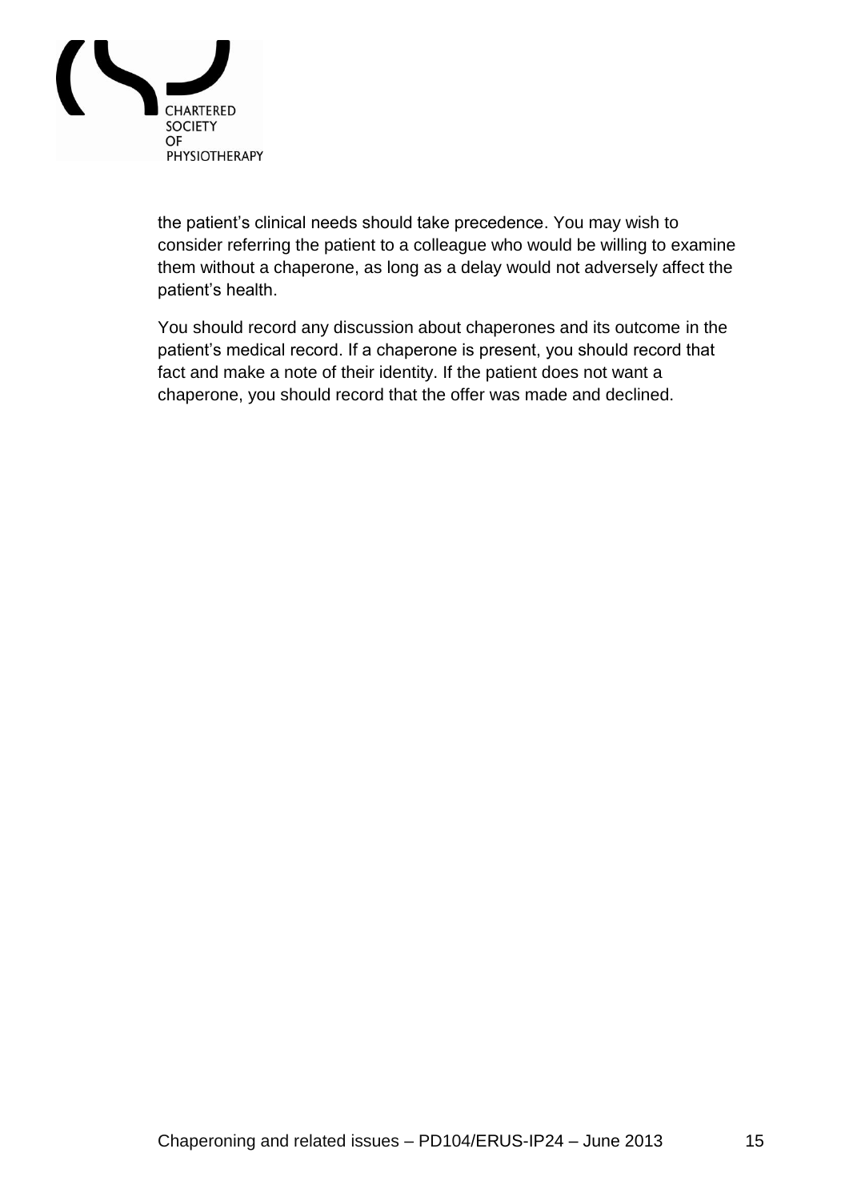the patient's clinical needs should take precedence. You may wish to consider referring the patient to a colleague who would be willing to examine them without a chaperone, as long as a delay would not adversely affect the patient's health.

You should record any discussion about chaperones and its outcome in the patient's medical record. If a chaperone is present, you should record that fact and make a note of their identity. If the patient does not want a chaperone, you should record that the offer was made and declined.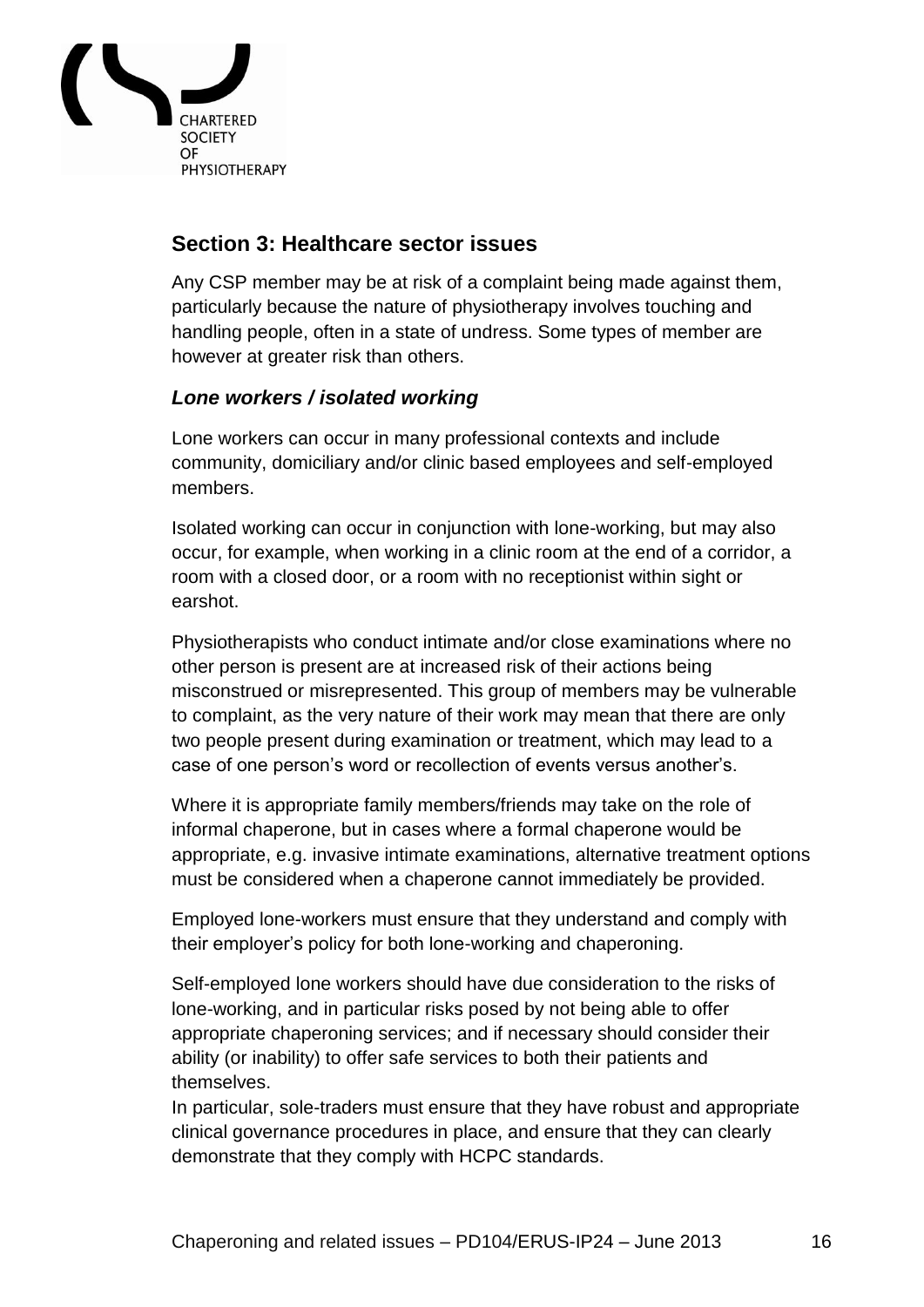## Section 3: Healthcare sector issues

Any CSP member may be at risk of a complaint being made against them, particularly because the nature of physiotherapy involves touching and handling people, often in a state of undress. Some types of member are however at greater risk than others.

### *Lone workers / isolated working*

Lone workers can occur in many professional contexts and include community, domiciliary and/or clinic based employees and self-employed members.

Isolated working can occur in conjunction with lone-working, but may also occur, for example, when working in a clinic room at the end of a corridor, a room with a closed door, or a room with no receptionist within sight or earshot.

Physiotherapists who conduct intimate and/or close examinations where no other person is present are at increased risk of their actions being misconstrued or misrepresented. This group of members may be vulnerable to complaint, as the very nature of their work may mean that there are only two people present during examination or treatment, which may lead to a case of one person's word or recollection of events versus another's.

Where it is appropriate family members/friends may take on the role of informal chaperone, but in cases where a formal chaperone would be appropriate, e.g. invasive intimate examinations, alternative treatment options must be considered when a chaperone cannot immediately be provided.

Employed lone-workers must ensure that they understand and comply with their employer's policy for both lone-working and chaperoning.

Self-employed lone workers should have due consideration to the risks of lone-working, and in particular risks posed by not being able to offer appropriate chaperoning services; and if necessary should consider their ability (or inability) to offer safe services to both their patients and themselves.

In particular, sole-traders must ensure that they have robust and appropriate clinical governance procedures in place, and ensure that they can clearly demonstrate that they comply with HCPC standards.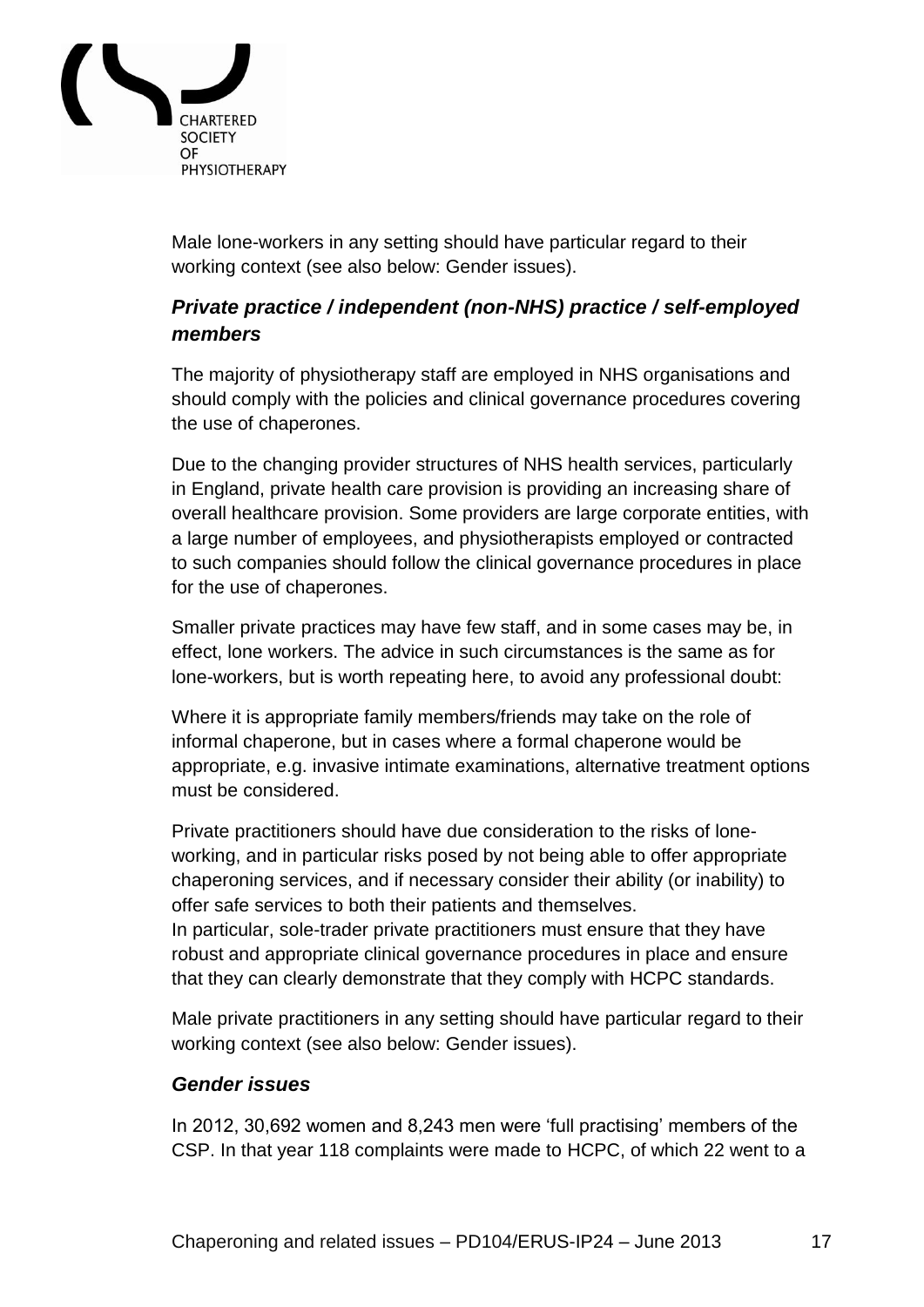Male lone-workers in any setting should have particular regard to their working context (see also below: Gender issues).

### *Private practice / independent (non-NHS) practice / self-employed members*

The majority of physiotherapy staff are employed in NHS organisations and should comply with the policies and clinical governance procedures covering the use of chaperones.

Due to the changing provider structures of NHS health services, particularly in England, private health care provision is providing an increasing share of overall healthcare provision. Some providers are large corporate entities, with a large number of employees, and physiotherapists employed or contracted to such companies should follow the clinical governance procedures in place for the use of chaperones.

Smaller private practices may have few staff, and in some cases may be, in effect, lone workers. The advice in such circumstances is the same as for lone-workers, but is worth repeating here, to avoid any professional doubt:

Where it is appropriate family members/friends may take on the role of informal chaperone, but in cases where a formal chaperone would be appropriate, e.g. invasive intimate examinations, alternative treatment options must be considered.

Private practitioners should have due consideration to the risks of lone-working, and in particular risks posed by not being able to offer appropriate chaperoning services, and if necessary consider their ability (or inability) to offer safe services to both their patients and themselves.
In particular, sole-trader private practitioners must ensure that they have robust and appropriate clinical governance procedures in place and ensure that they can clearly demonstrate that they comply with HCPC standards.

Male private practitioners in any setting should have particular regard to their working context (see also below: Gender issues).

### *Gender issues*

In 2012, 30,692 women and 8,243 men were 'full practising' members of the CSP. In that year 118 complaints were made to HCPC, of which 22 went to a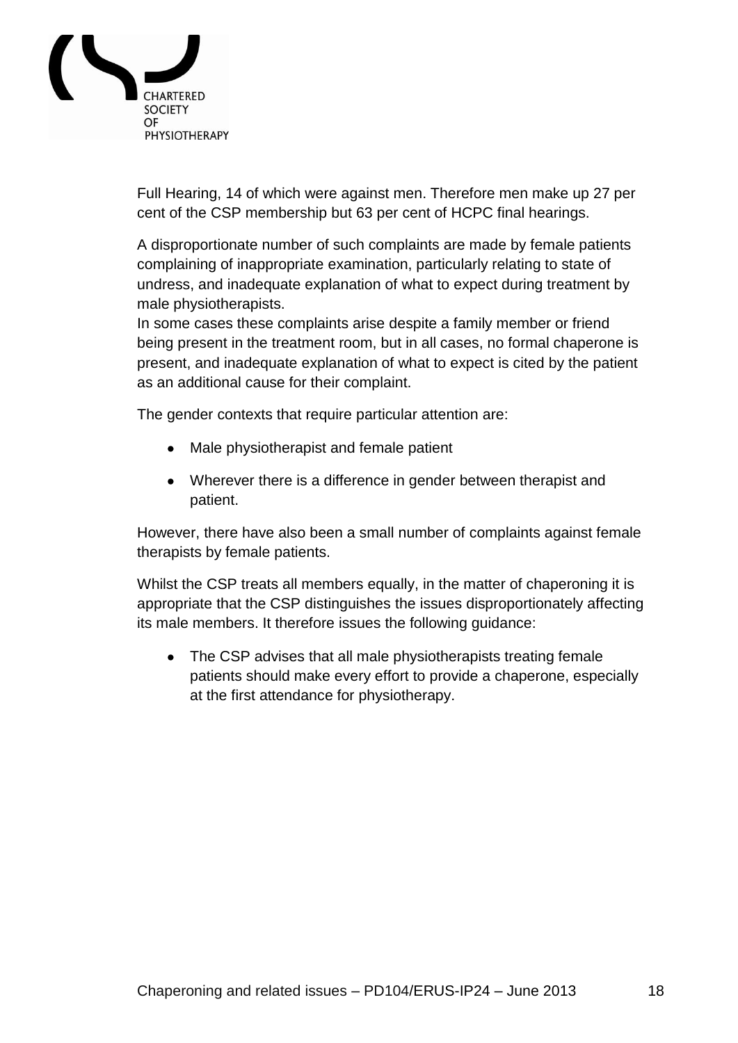Full Hearing, 14 of which were against men. Therefore men make up 27 per cent of the CSP membership but 63 per cent of HCPC final hearings.

A disproportionate number of such complaints are made by female patients complaining of inappropriate examination, particularly relating to state of undress, and inadequate explanation of what to expect during treatment by male physiotherapists.
In some cases these complaints arise despite a family member or friend being present in the treatment room, but in all cases, no formal chaperone is present, and inadequate explanation of what to expect is cited by the patient as an additional cause for their complaint.

The gender contexts that require particular attention are:

- Male physiotherapist and female patient
- Wherever there is a difference in gender between therapist and patient.

However, there have also been a small number of complaints against female therapists by female patients.

Whilst the CSP treats all members equally, in the matter of chaperoning it is appropriate that the CSP distinguishes the issues disproportionately affecting its male members. It therefore issues the following guidance:

- The CSP advises that all male physiotherapists treating female patients should make every effort to provide a chaperone, especially at the first attendance for physiotherapy.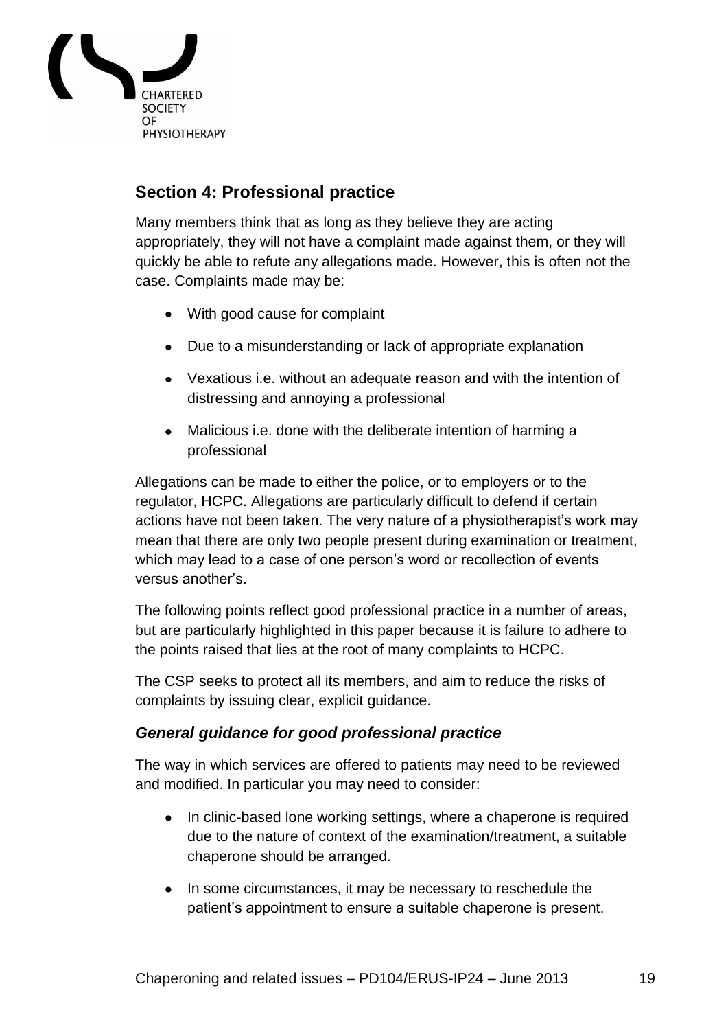## Section 4: Professional practice

Many members think that as long as they believe they are acting appropriately, they will not have a complaint made against them, or they will quickly be able to refute any allegations made. However, this is often not the case. Complaints made may be:

- With good cause for complaint
- Due to a misunderstanding or lack of appropriate explanation
- Vexatious i.e. without an adequate reason and with the intention of distressing and annoying a professional
- Malicious i.e. done with the deliberate intention of harming a professional

Allegations can be made to either the police, or to employers or to the regulator, HCPC. Allegations are particularly difficult to defend if certain actions have not been taken. The very nature of a physiotherapist's work may mean that there are only two people present during examination or treatment, which may lead to a case of one person's word or recollection of events versus another's.

The following points reflect good professional practice in a number of areas, but are particularly highlighted in this paper because it is failure to adhere to the points raised that lies at the root of many complaints to HCPC.

The CSP seeks to protect all its members, and aim to reduce the risks of complaints by issuing clear, explicit guidance.

### *General guidance for good professional practice*

The way in which services are offered to patients may need to be reviewed and modified. In particular you may need to consider:

- In clinic-based lone working settings, where a chaperone is required due to the nature of context of the examination/treatment, a suitable chaperone should be arranged.
- In some circumstances, it may be necessary to reschedule the patient's appointment to ensure a suitable chaperone is present.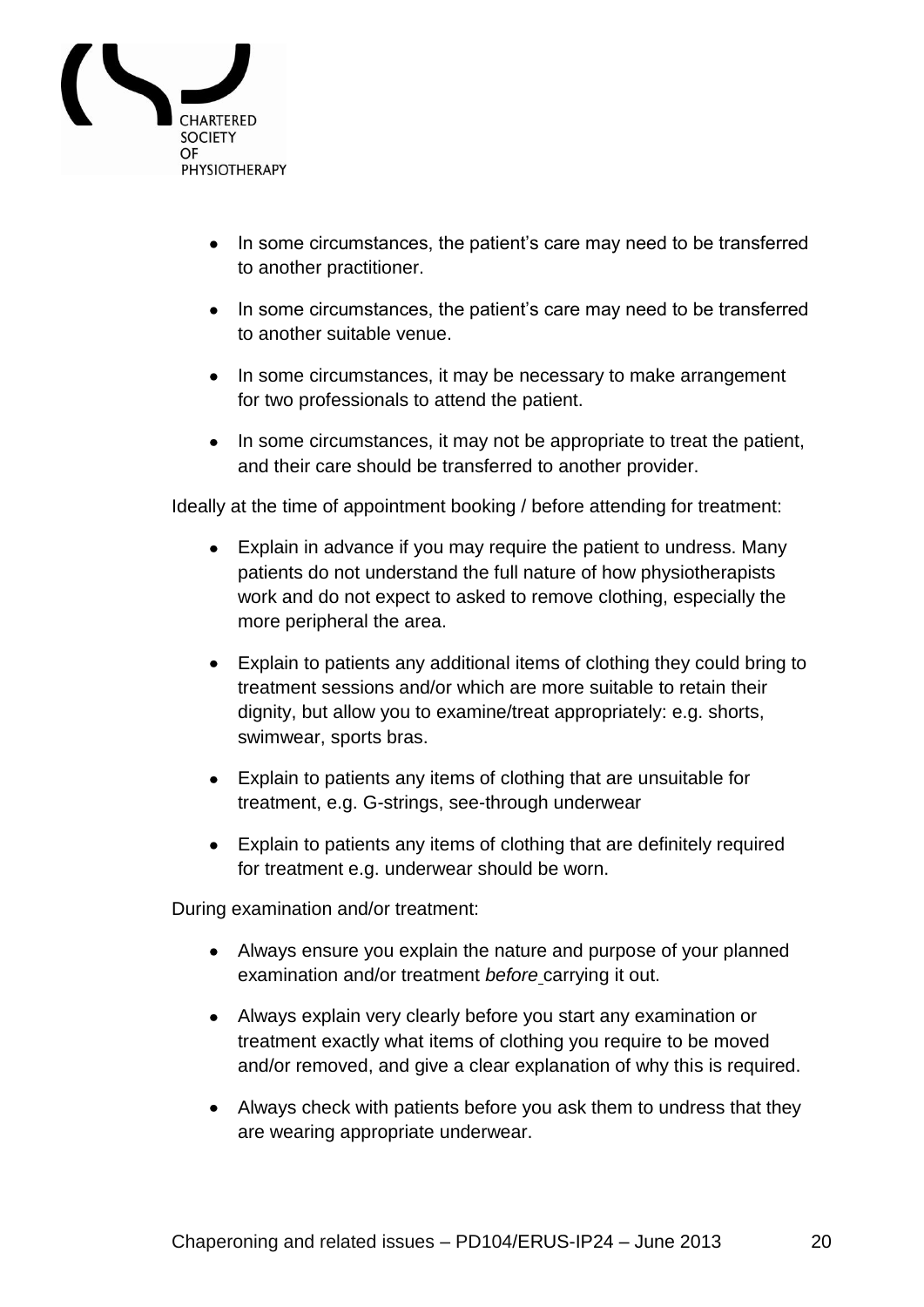- In some circumstances, the patient's care may need to be transferred to another practitioner.
- In some circumstances, the patient's care may need to be transferred to another suitable venue.
- In some circumstances, it may be necessary to make arrangement for two professionals to attend the patient.
- In some circumstances, it may not be appropriate to treat the patient, and their care should be transferred to another provider.

Ideally at the time of appointment booking / before attending for treatment:

- Explain in advance if you may require the patient to undress. Many patients do not understand the full nature of how physiotherapists work and do not expect to asked to remove clothing, especially the more peripheral the area.
- Explain to patients any additional items of clothing they could bring to treatment sessions and/or which are more suitable to retain their dignity, but allow you to examine/treat appropriately: e.g. shorts, swimwear, sports bras.
- Explain to patients any items of clothing that are unsuitable for treatment, e.g. G-strings, see-through underwear
- Explain to patients any items of clothing that are definitely required for treatment e.g. underwear should be worn.

During examination and/or treatment:

- Always ensure you explain the nature and purpose of your planned examination and/or treatment *before* carrying it out.
- Always explain very clearly before you start any examination or treatment exactly what items of clothing you require to be moved and/or removed, and give a clear explanation of why this is required.
- Always check with patients before you ask them to undress that they are wearing appropriate underwear.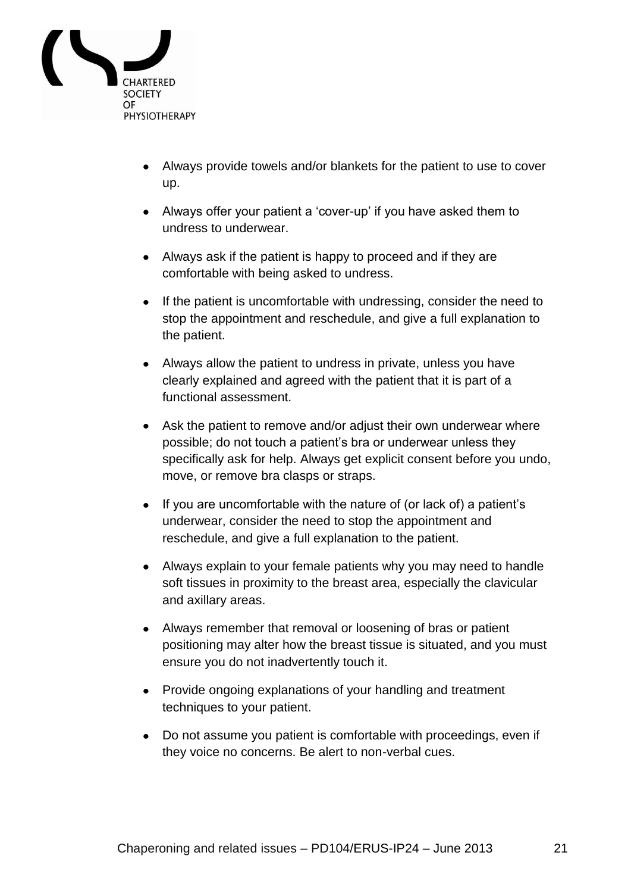- Always provide towels and/or blankets for the patient to use to cover up.
- Always offer your patient a 'cover-up' if you have asked them to undress to underwear.
- Always ask if the patient is happy to proceed and if they are comfortable with being asked to undress.
- If the patient is uncomfortable with undressing, consider the need to stop the appointment and reschedule, and give a full explanation to the patient.
- Always allow the patient to undress in private, unless you have clearly explained and agreed with the patient that it is part of a functional assessment.
- Ask the patient to remove and/or adjust their own underwear where possible; do not touch a patient's bra or underwear unless they specifically ask for help. Always get explicit consent before you undo, move, or remove bra clasps or straps.
- If you are uncomfortable with the nature of (or lack of) a patient's underwear, consider the need to stop the appointment and reschedule, and give a full explanation to the patient.
- Always explain to your female patients why you may need to handle soft tissues in proximity to the breast area, especially the clavicular and axillary areas.
- Always remember that removal or loosening of bras or patient positioning may alter how the breast tissue is situated, and you must ensure you do not inadvertently touch it.
- Provide ongoing explanations of your handling and treatment techniques to your patient.
- Do not assume you patient is comfortable with proceedings, even if they voice no concerns. Be alert to non-verbal cues.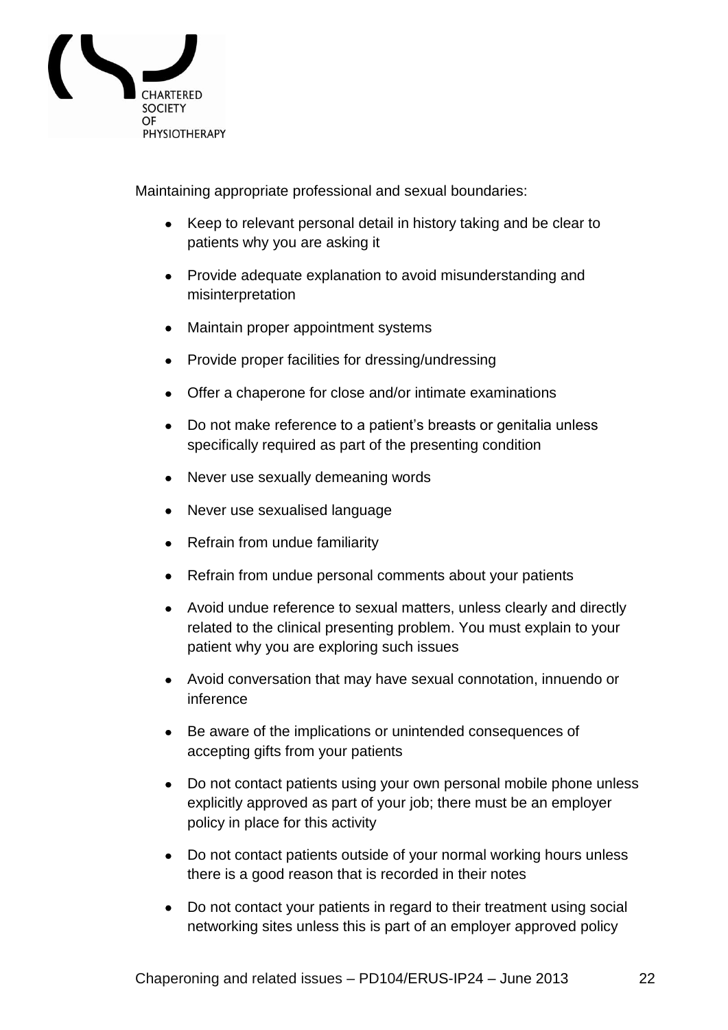Maintaining appropriate professional and sexual boundaries:

- Keep to relevant personal detail in history taking and be clear to patients why you are asking it
- Provide adequate explanation to avoid misunderstanding and misinterpretation
- Maintain proper appointment systems
- Provide proper facilities for dressing/undressing
- Offer a chaperone for close and/or intimate examinations
- Do not make reference to a patient's breasts or genitalia unless specifically required as part of the presenting condition
- Never use sexually demeaning words
- Never use sexualised language
- Refrain from undue familiarity
- Refrain from undue personal comments about your patients
- Avoid undue reference to sexual matters, unless clearly and directly related to the clinical presenting problem. You must explain to your patient why you are exploring such issues
- Avoid conversation that may have sexual connotation, innuendo or inference
- Be aware of the implications or unintended consequences of accepting gifts from your patients
- Do not contact patients using your own personal mobile phone unless explicitly approved as part of your job; there must be an employer policy in place for this activity
- Do not contact patients outside of your normal working hours unless there is a good reason that is recorded in their notes
- Do not contact your patients in regard to their treatment using social networking sites unless this is part of an employer approved policy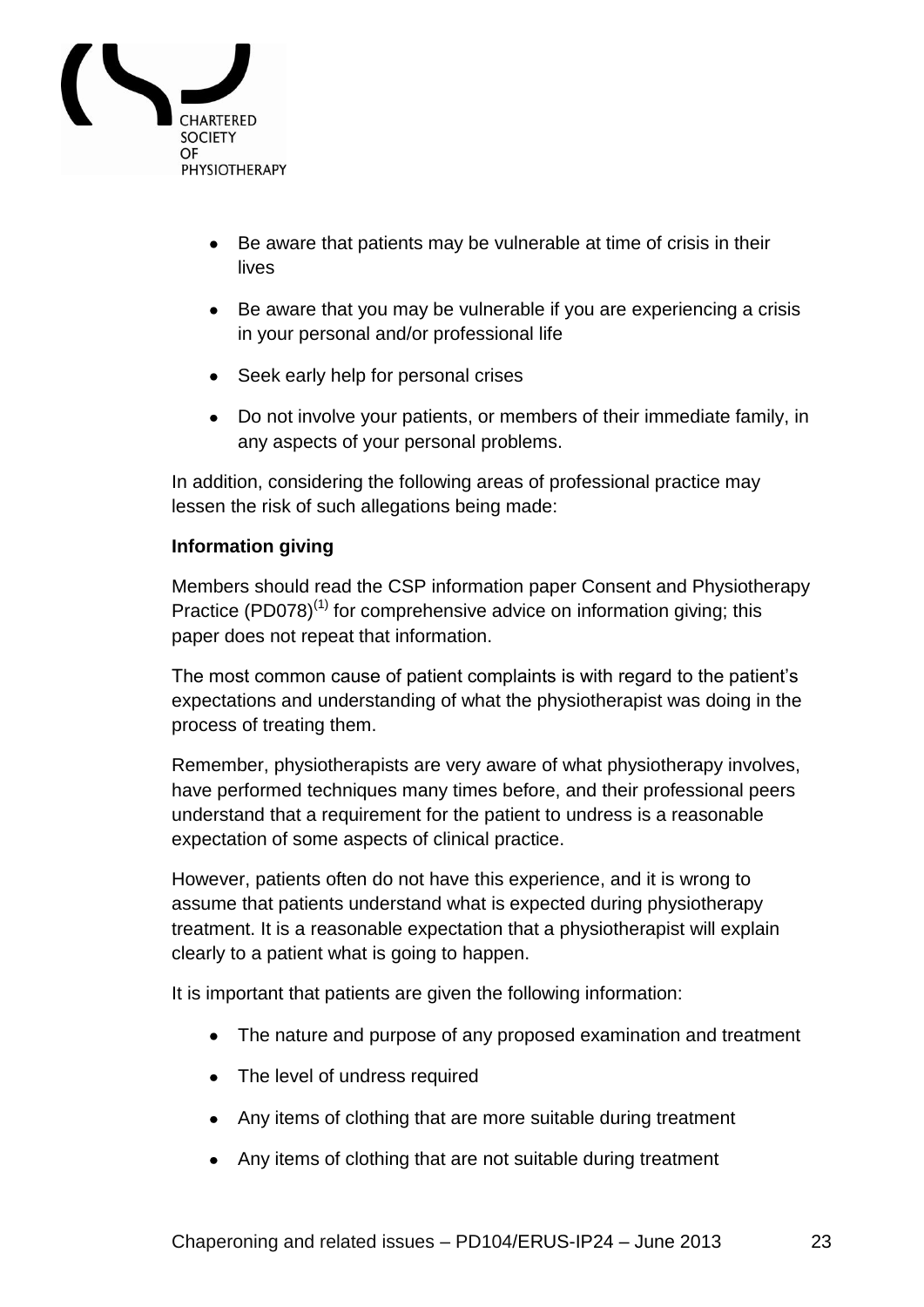- Be aware that patients may be vulnerable at time of crisis in their lives
- Be aware that you may be vulnerable if you are experiencing a crisis in your personal and/or professional life
- Seek early help for personal crises
- Do not involve your patients, or members of their immediate family, in any aspects of your personal problems.

In addition, considering the following areas of professional practice may lessen the risk of such allegations being made:

**Information giving**

Members should read the CSP information paper Consent and Physiotherapy Practice (PD078)[1] for comprehensive advice on information giving; this paper does not repeat that information.

The most common cause of patient complaints is with regard to the patient's expectations and understanding of what the physiotherapist was doing in the process of treating them.

Remember, physiotherapists are very aware of what physiotherapy involves, have performed techniques many times before, and their professional peers understand that a requirement for the patient to undress is a reasonable expectation of some aspects of clinical practice.

However, patients often do not have this experience, and it is wrong to assume that patients understand what is expected during physiotherapy treatment. It is a reasonable expectation that a physiotherapist will explain clearly to a patient what is going to happen.

It is important that patients are given the following information:

- The nature and purpose of any proposed examination and treatment
- The level of undress required
- Any items of clothing that are more suitable during treatment
- Any items of clothing that are not suitable during treatment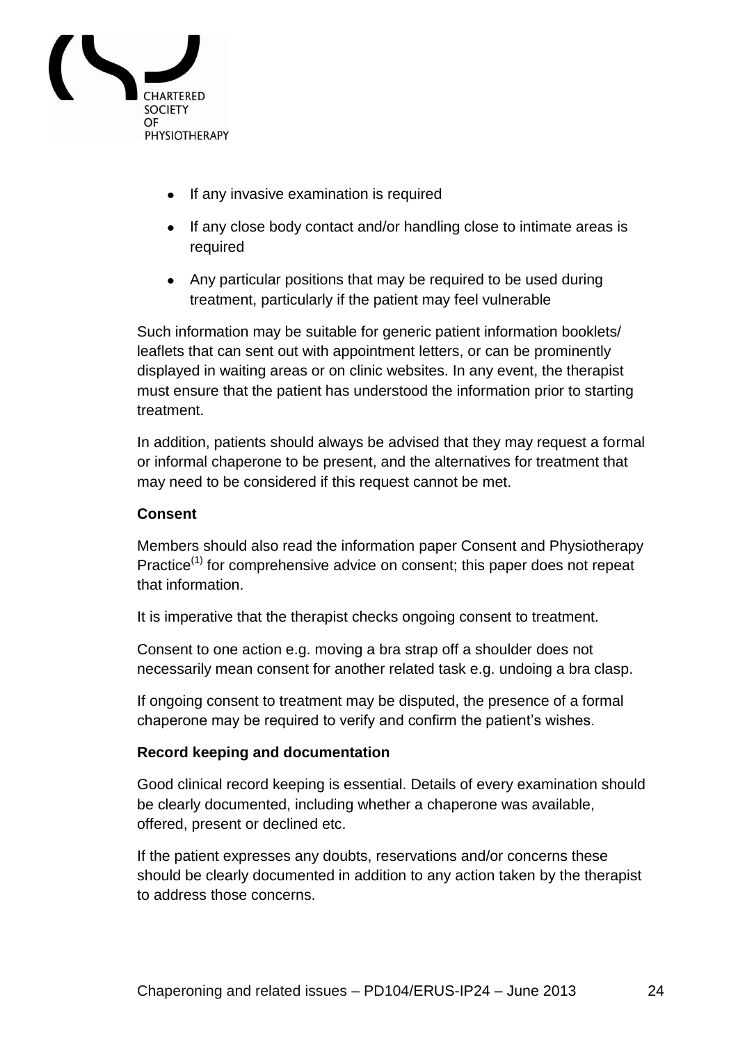- If any invasive examination is required
- If any close body contact and/or handling close to intimate areas is required
- Any particular positions that may be required to be used during treatment, particularly if the patient may feel vulnerable

Such information may be suitable for generic patient information booklets/ leaflets that can sent out with appointment letters, or can be prominently displayed in waiting areas or on clinic websites. In any event, the therapist must ensure that the patient has understood the information prior to starting treatment.

In addition, patients should always be advised that they may request a formal or informal chaperone to be present, and the alternatives for treatment that may need to be considered if this request cannot be met.

**Consent**

Members should also read the information paper Consent and Physiotherapy Practice[1] for comprehensive advice on consent; this paper does not repeat that information.

It is imperative that the therapist checks ongoing consent to treatment.

Consent to one action e.g. moving a bra strap off a shoulder does not necessarily mean consent for another related task e.g. undoing a bra clasp.

If ongoing consent to treatment may be disputed, the presence of a formal chaperone may be required to verify and confirm the patient's wishes.

**Record keeping and documentation**

Good clinical record keeping is essential. Details of every examination should be clearly documented, including whether a chaperone was available, offered, present or declined etc.

If the patient expresses any doubts, reservations and/or concerns these should be clearly documented in addition to any action taken by the therapist to address those concerns.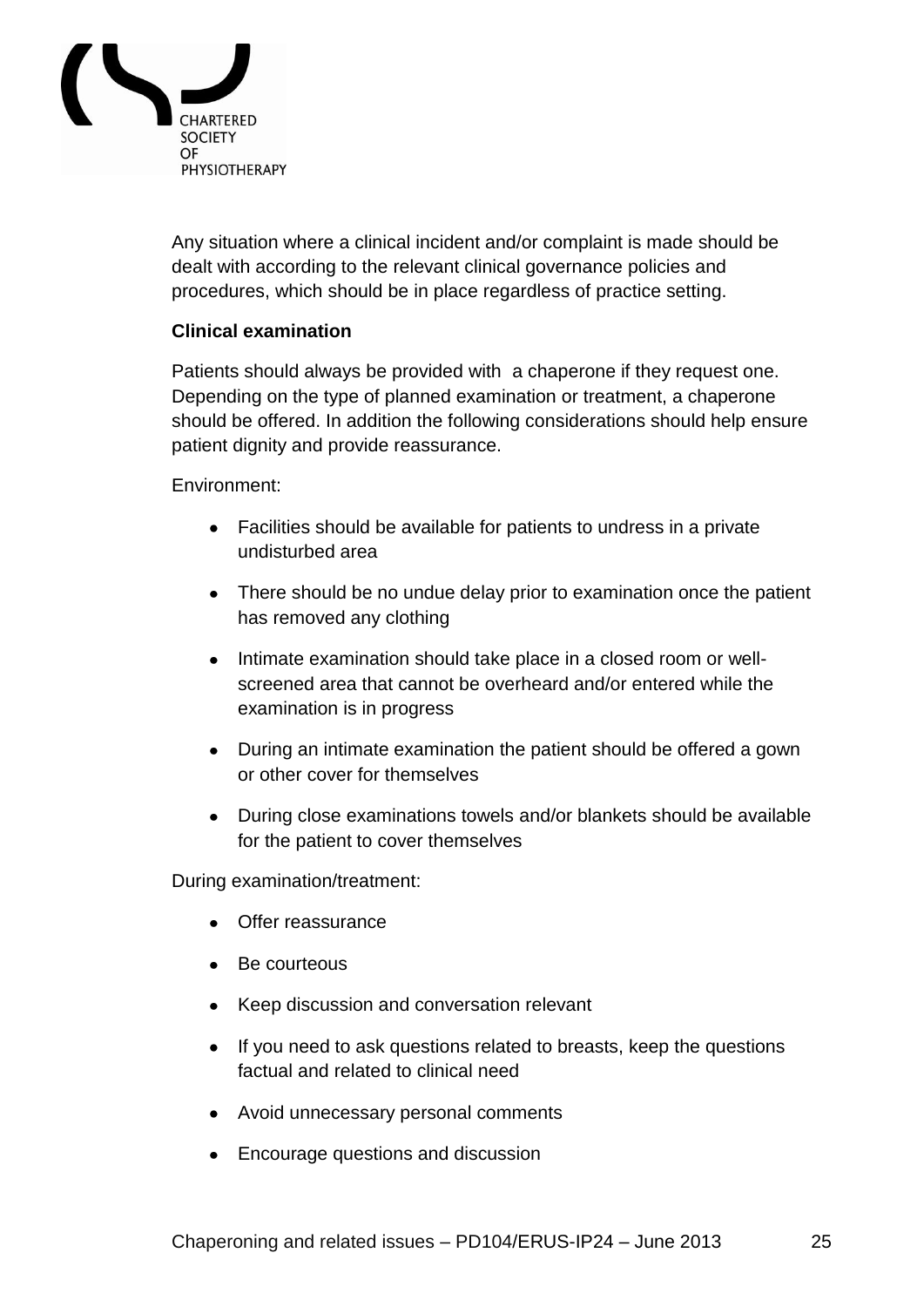Any situation where a clinical incident and/or complaint is made should be dealt with according to the relevant clinical governance policies and procedures, which should be in place regardless of practice setting.

**Clinical examination**

Patients should always be provided with a chaperone if they request one. Depending on the type of planned examination or treatment, a chaperone should be offered. In addition the following considerations should help ensure patient dignity and provide reassurance.

Environment:

- Facilities should be available for patients to undress in a private undisturbed area
- There should be no undue delay prior to examination once the patient has removed any clothing
- Intimate examination should take place in a closed room or well-screened area that cannot be overheard and/or entered while the examination is in progress
- During an intimate examination the patient should be offered a gown or other cover for themselves
- During close examinations towels and/or blankets should be available for the patient to cover themselves

During examination/treatment:

- Offer reassurance
- Be courteous
- Keep discussion and conversation relevant
- If you need to ask questions related to breasts, keep the questions factual and related to clinical need
- Avoid unnecessary personal comments
- Encourage questions and discussion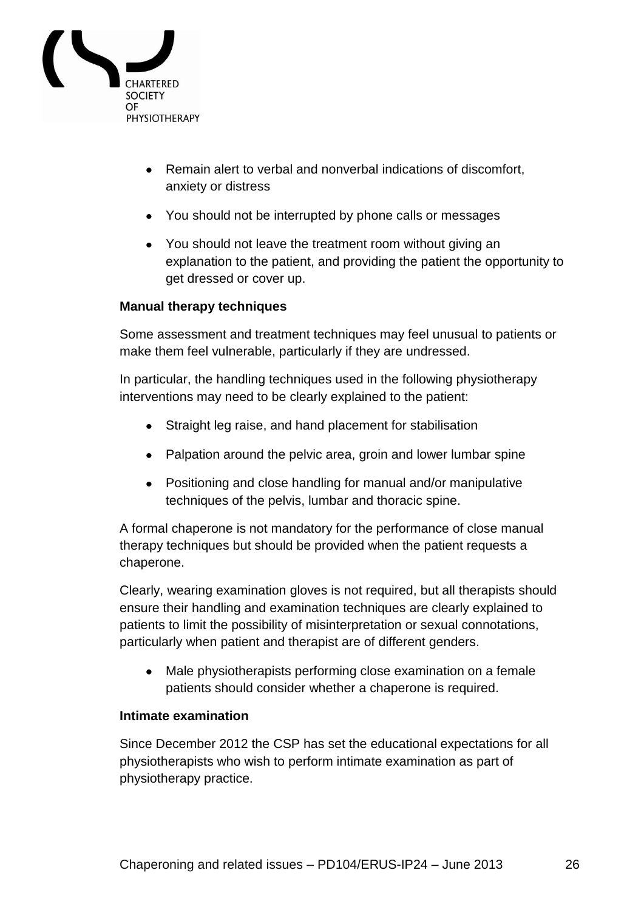- Remain alert to verbal and nonverbal indications of discomfort, anxiety or distress
- You should not be interrupted by phone calls or messages
- You should not leave the treatment room without giving an explanation to the patient, and providing the patient the opportunity to get dressed or cover up.

**Manual therapy techniques**

Some assessment and treatment techniques may feel unusual to patients or make them feel vulnerable, particularly if they are undressed.

In particular, the handling techniques used in the following physiotherapy interventions may need to be clearly explained to the patient:

- Straight leg raise, and hand placement for stabilisation
- Palpation around the pelvic area, groin and lower lumbar spine
- Positioning and close handling for manual and/or manipulative techniques of the pelvis, lumbar and thoracic spine.

A formal chaperone is not mandatory for the performance of close manual therapy techniques but should be provided when the patient requests a chaperone.

Clearly, wearing examination gloves is not required, but all therapists should ensure their handling and examination techniques are clearly explained to patients to limit the possibility of misinterpretation or sexual connotations, particularly when patient and therapist are of different genders.

- Male physiotherapists performing close examination on a female patients should consider whether a chaperone is required.

**Intimate examination**

Since December 2012 the CSP has set the educational expectations for all physiotherapists who wish to perform intimate examination as part of physiotherapy practice.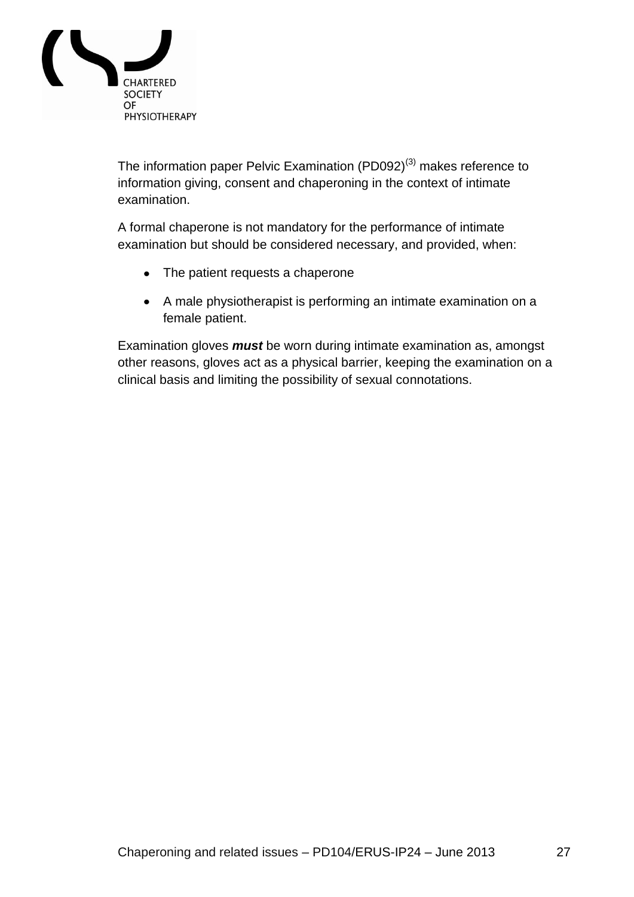The information paper Pelvic Examination (PD092)[3] makes reference to information giving, consent and chaperoning in the context of intimate examination.

A formal chaperone is not mandatory for the performance of intimate examination but should be considered necessary, and provided, when:

- The patient requests a chaperone
- A male physiotherapist is performing an intimate examination on a female patient.

Examination gloves ***must*** be worn during intimate examination as, amongst other reasons, gloves act as a physical barrier, keeping the examination on a clinical basis and limiting the possibility of sexual connotations.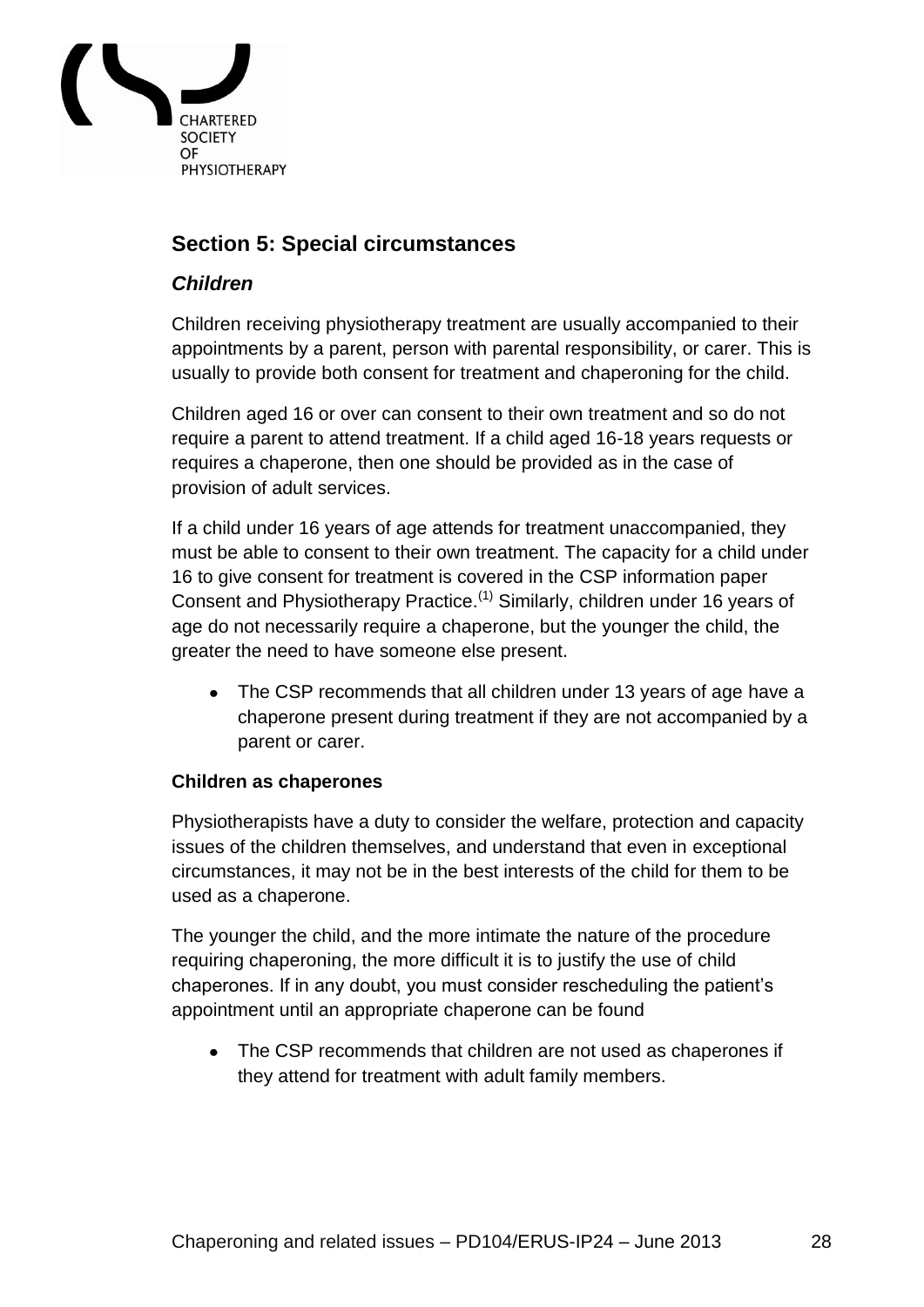## Section 5: Special circumstances

### *Children*

Children receiving physiotherapy treatment are usually accompanied to their appointments by a parent, person with parental responsibility, or carer. This is usually to provide both consent for treatment and chaperoning for the child.

Children aged 16 or over can consent to their own treatment and so do not require a parent to attend treatment. If a child aged 16-18 years requests or requires a chaperone, then one should be provided as in the case of provision of adult services.

If a child under 16 years of age attends for treatment unaccompanied, they must be able to consent to their own treatment. The capacity for a child under 16 to give consent for treatment is covered in the CSP information paper Consent and Physiotherapy Practice.[1] Similarly, children under 16 years of age do not necessarily require a chaperone, but the younger the child, the greater the need to have someone else present.

- The CSP recommends that all children under 13 years of age have a chaperone present during treatment if they are not accompanied by a parent or carer.

#### Children as chaperones

Physiotherapists have a duty to consider the welfare, protection and capacity issues of the children themselves, and understand that even in exceptional circumstances, it may not be in the best interests of the child for them to be used as a chaperone.

The younger the child, and the more intimate the nature of the procedure requiring chaperoning, the more difficult it is to justify the use of child chaperones. If in any doubt, you must consider rescheduling the patient's appointment until an appropriate chaperone can be found

- The CSP recommends that children are not used as chaperones if they attend for treatment with adult family members.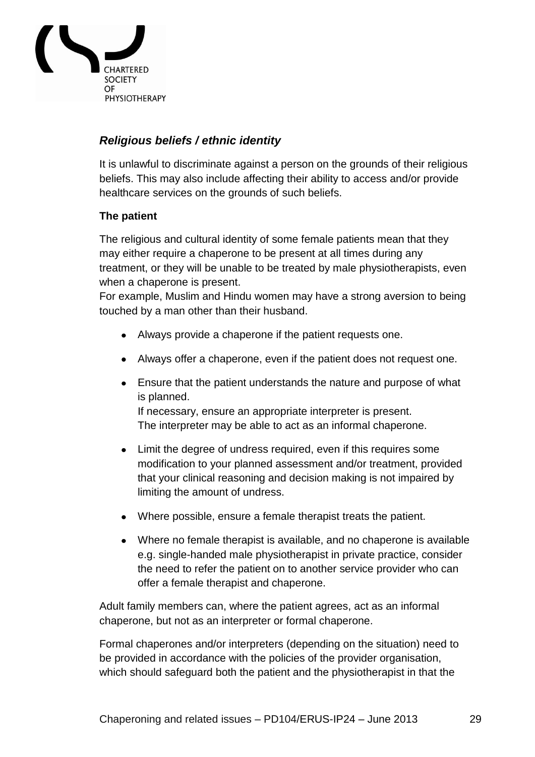### *Religious beliefs / ethnic identity*

It is unlawful to discriminate against a person on the grounds of their religious beliefs. This may also include affecting their ability to access and/or provide healthcare services on the grounds of such beliefs.

**The patient**

The religious and cultural identity of some female patients mean that they may either require a chaperone to be present at all times during any treatment, or they will be unable to be treated by male physiotherapists, even when a chaperone is present.
For example, Muslim and Hindu women may have a strong aversion to being touched by a man other than their husband.

- Always provide a chaperone if the patient requests one.
- Always offer a chaperone, even if the patient does not request one.
- Ensure that the patient understands the nature and purpose of what is planned.
  If necessary, ensure an appropriate interpreter is present.
  The interpreter may be able to act as an informal chaperone.
- Limit the degree of undress required, even if this requires some modification to your planned assessment and/or treatment, provided that your clinical reasoning and decision making is not impaired by limiting the amount of undress.
- Where possible, ensure a female therapist treats the patient.
- Where no female therapist is available, and no chaperone is available e.g. single-handed male physiotherapist in private practice, consider the need to refer the patient on to another service provider who can offer a female therapist and chaperone.

Adult family members can, where the patient agrees, act as an informal chaperone, but not as an interpreter or formal chaperone.

Formal chaperones and/or interpreters (depending on the situation) need to be provided in accordance with the policies of the provider organisation, which should safeguard both the patient and the physiotherapist in that the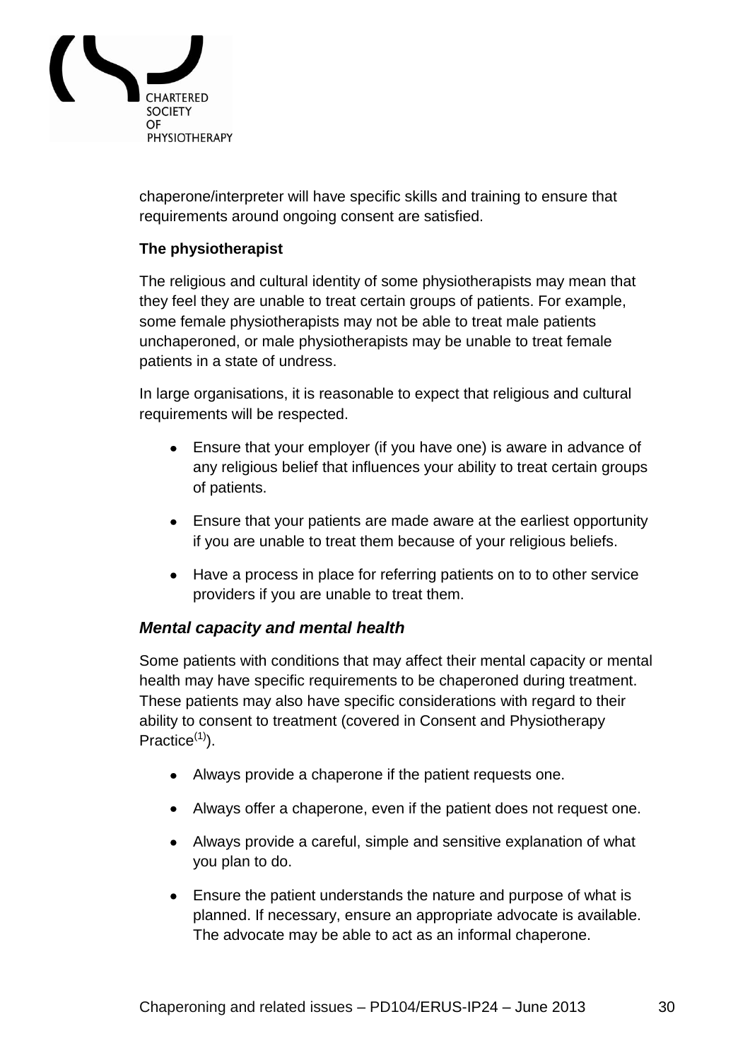chaperone/interpreter will have specific skills and training to ensure that requirements around ongoing consent are satisfied.

**The physiotherapist**

The religious and cultural identity of some physiotherapists may mean that they feel they are unable to treat certain groups of patients. For example, some female physiotherapists may not be able to treat male patients unchaperoned, or male physiotherapists may be unable to treat female patients in a state of undress.

In large organisations, it is reasonable to expect that religious and cultural requirements will be respected.

- Ensure that your employer (if you have one) is aware in advance of any religious belief that influences your ability to treat certain groups of patients.
- Ensure that your patients are made aware at the earliest opportunity if you are unable to treat them because of your religious beliefs.
- Have a process in place for referring patients on to to other service providers if you are unable to treat them.

### *Mental capacity and mental health*

Some patients with conditions that may affect their mental capacity or mental health may have specific requirements to be chaperoned during treatment. These patients may also have specific considerations with regard to their ability to consent to treatment (covered in Consent and Physiotherapy Practice[1]).

- Always provide a chaperone if the patient requests one.
- Always offer a chaperone, even if the patient does not request one.
- Always provide a careful, simple and sensitive explanation of what you plan to do.
- Ensure the patient understands the nature and purpose of what is planned. If necessary, ensure an appropriate advocate is available. The advocate may be able to act as an informal chaperone.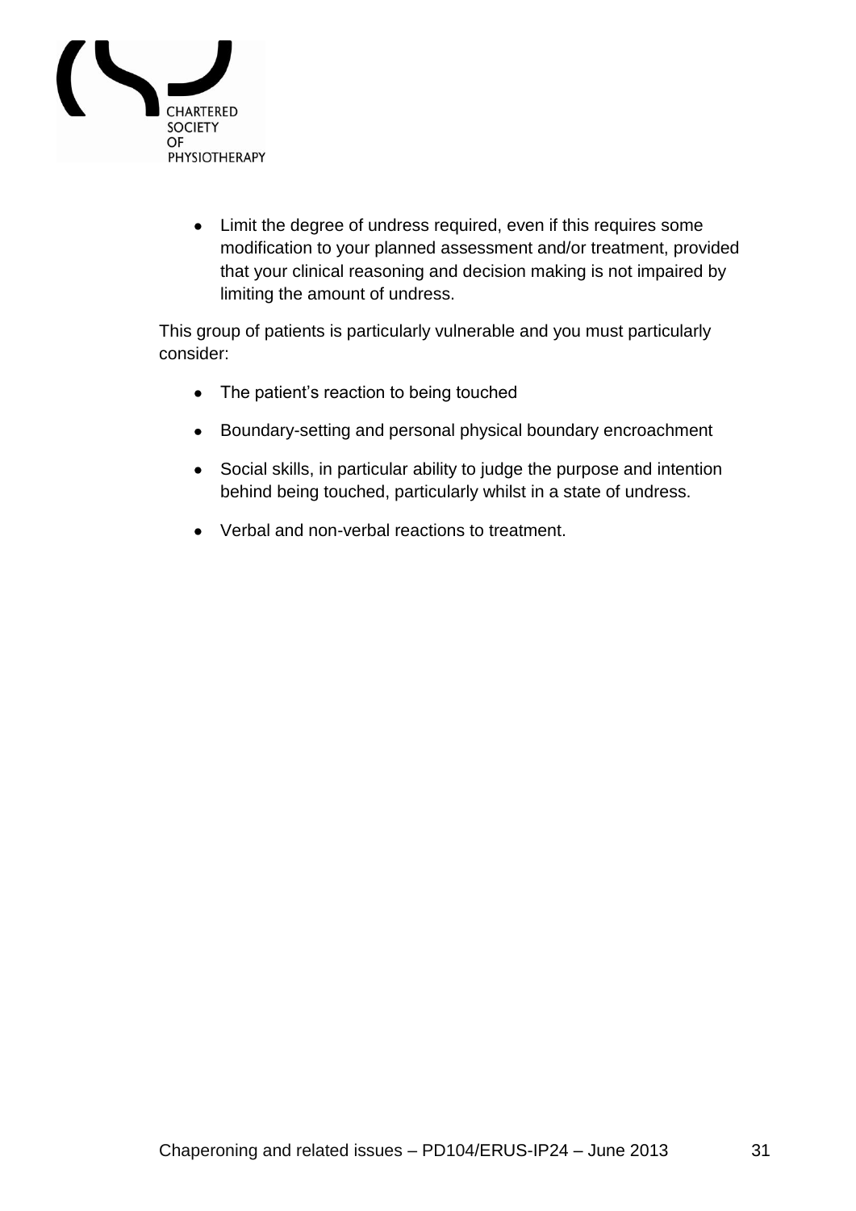- Limit the degree of undress required, even if this requires some modification to your planned assessment and/or treatment, provided that your clinical reasoning and decision making is not impaired by limiting the amount of undress.

This group of patients is particularly vulnerable and you must particularly consider:

- The patient's reaction to being touched
- Boundary-setting and personal physical boundary encroachment
- Social skills, in particular ability to judge the purpose and intention behind being touched, particularly whilst in a state of undress.
- Verbal and non-verbal reactions to treatment.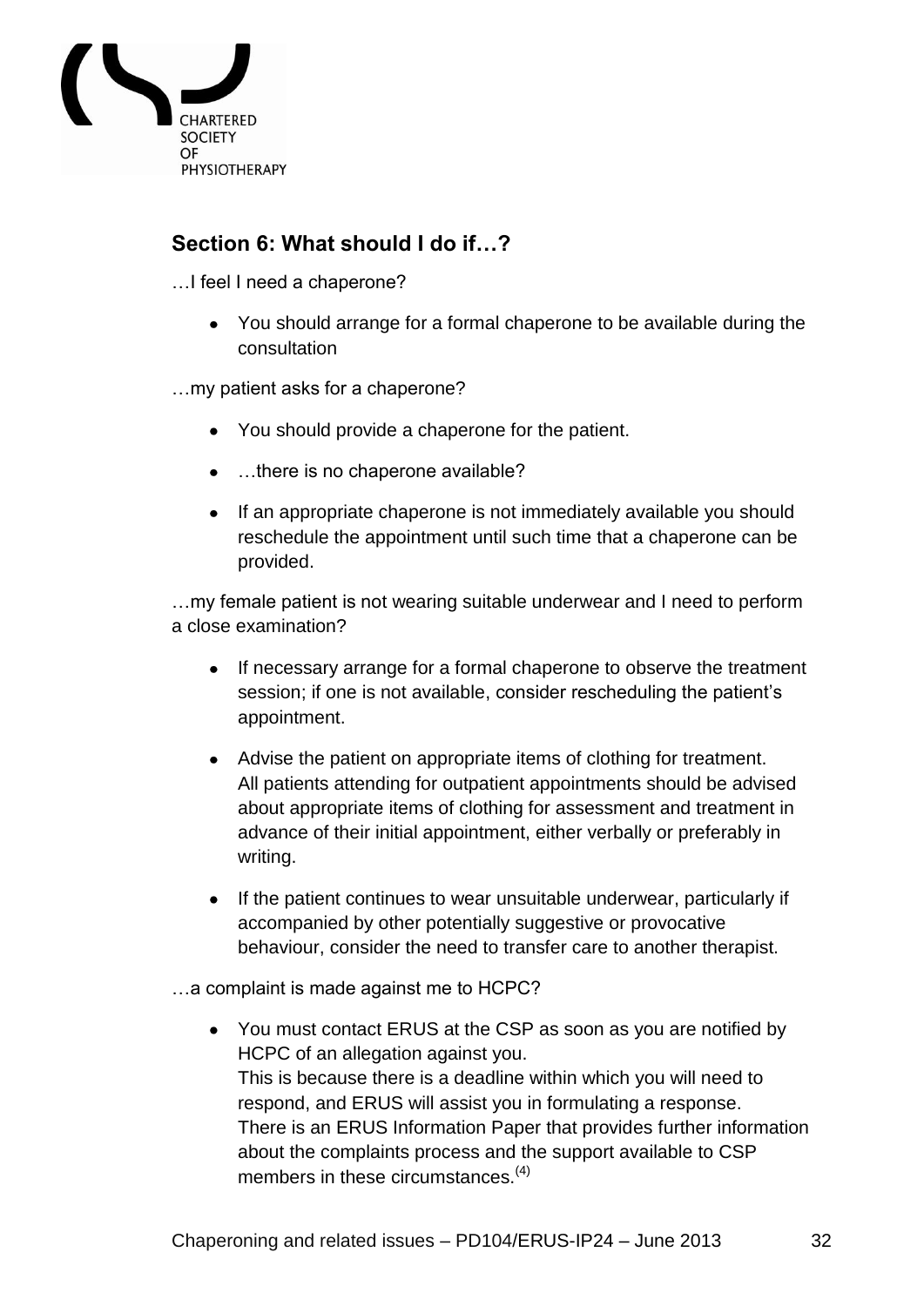## Section 6: What should I do if…?

…I feel I need a chaperone?

- You should arrange for a formal chaperone to be available during the consultation

…my patient asks for a chaperone?

- You should provide a chaperone for the patient.
- …there is no chaperone available?
- If an appropriate chaperone is not immediately available you should reschedule the appointment until such time that a chaperone can be provided.

…my female patient is not wearing suitable underwear and I need to perform a close examination?

- If necessary arrange for a formal chaperone to observe the treatment session; if one is not available, consider rescheduling the patient's appointment.
- Advise the patient on appropriate items of clothing for treatment. All patients attending for outpatient appointments should be advised about appropriate items of clothing for assessment and treatment in advance of their initial appointment, either verbally or preferably in writing.
- If the patient continues to wear unsuitable underwear, particularly if accompanied by other potentially suggestive or provocative behaviour, consider the need to transfer care to another therapist.

…a complaint is made against me to HCPC?

- You must contact ERUS at the CSP as soon as you are notified by HCPC of an allegation against you.
  This is because there is a deadline within which you will need to respond, and ERUS will assist you in formulating a response. There is an ERUS Information Paper that provides further information about the complaints process and the support available to CSP members in these circumstances.[4]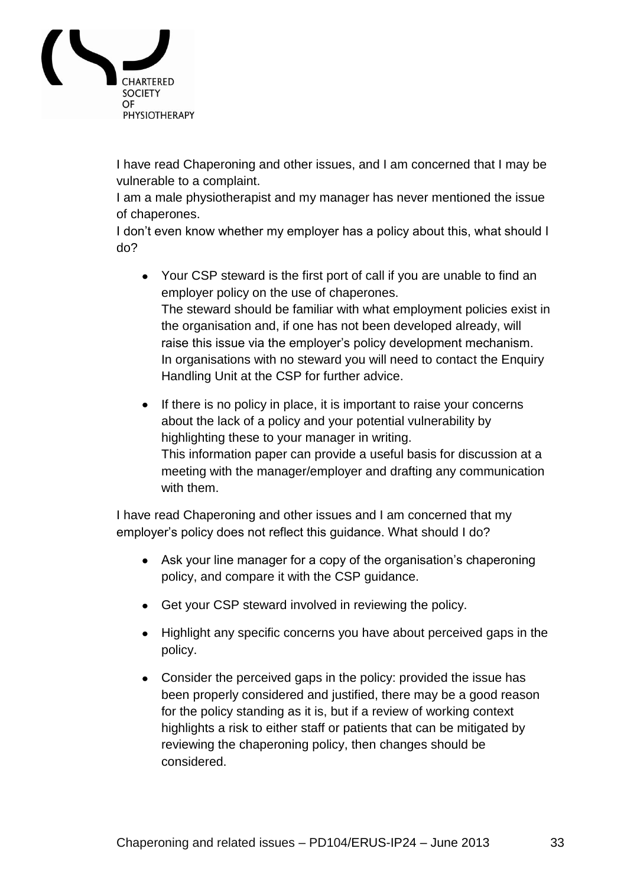I have read Chaperoning and other issues, and I am concerned that I may be vulnerable to a complaint.
I am a male physiotherapist and my manager has never mentioned the issue of chaperones.
I don't even know whether my employer has a policy about this, what should I do?

- Your CSP steward is the first port of call if you are unable to find an employer policy on the use of chaperones.
  The steward should be familiar with what employment policies exist in the organisation and, if one has not been developed already, will raise this issue via the employer's policy development mechanism.
  In organisations with no steward you will need to contact the Enquiry Handling Unit at the CSP for further advice.
- If there is no policy in place, it is important to raise your concerns about the lack of a policy and your potential vulnerability by highlighting these to your manager in writing.
  This information paper can provide a useful basis for discussion at a meeting with the manager/employer and drafting any communication with them.

I have read Chaperoning and other issues and I am concerned that my employer's policy does not reflect this guidance. What should I do?

- Ask your line manager for a copy of the organisation's chaperoning policy, and compare it with the CSP guidance.
- Get your CSP steward involved in reviewing the policy.
- Highlight any specific concerns you have about perceived gaps in the policy.
- Consider the perceived gaps in the policy: provided the issue has been properly considered and justified, there may be a good reason for the policy standing as it is, but if a review of working context highlights a risk to either staff or patients that can be mitigated by reviewing the chaperoning policy, then changes should be considered.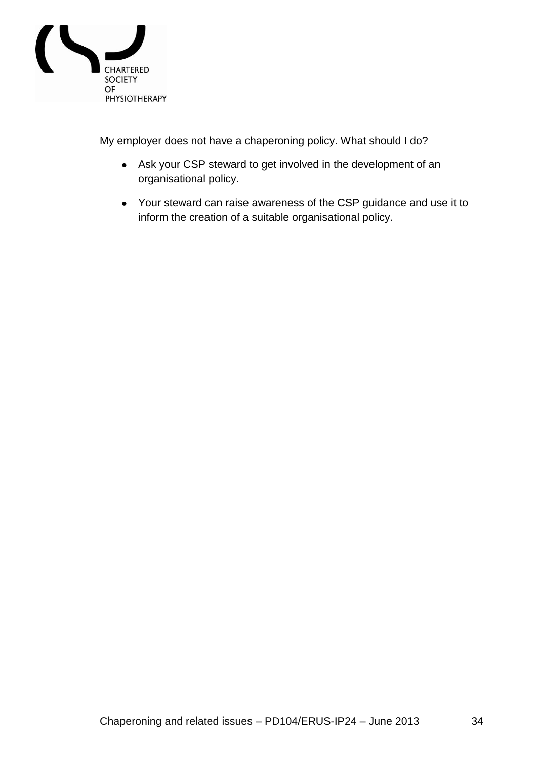My employer does not have a chaperoning policy. What should I do?

- Ask your CSP steward to get involved in the development of an organisational policy.
- Your steward can raise awareness of the CSP guidance and use it to inform the creation of a suitable organisational policy.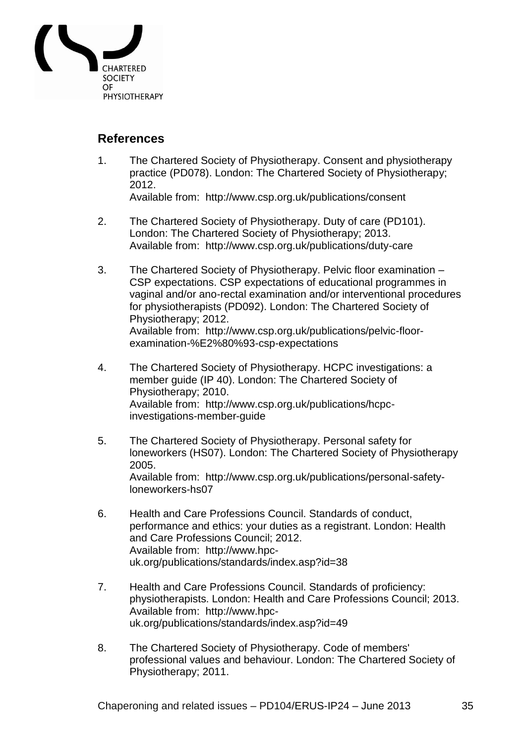## References

1. The Chartered Society of Physiotherapy. Consent and physiotherapy practice (PD078). London: The Chartered Society of Physiotherapy; 2012.
   Available from: http://www.csp.org.uk/publications/consent

2. The Chartered Society of Physiotherapy. Duty of care (PD101). London: The Chartered Society of Physiotherapy; 2013.
   Available from: http://www.csp.org.uk/publications/duty-care

3. The Chartered Society of Physiotherapy. Pelvic floor examination – CSP expectations. CSP expectations of educational programmes in vaginal and/or ano-rectal examination and/or interventional procedures for physiotherapists (PD092). London: The Chartered Society of Physiotherapy; 2012.
   Available from: http://www.csp.org.uk/publications/pelvic-floor-examination-%E2%80%93-csp-expectations

4. The Chartered Society of Physiotherapy. HCPC investigations: a member guide (IP 40). London: The Chartered Society of Physiotherapy; 2010.
   Available from: http://www.csp.org.uk/publications/hcpc-investigations-member-guide

5. The Chartered Society of Physiotherapy. Personal safety for loneworkers (HS07). London: The Chartered Society of Physiotherapy 2005.
   Available from: http://www.csp.org.uk/publications/personal-safety-loneworkers-hs07

6. Health and Care Professions Council. Standards of conduct, performance and ethics: your duties as a registrant. London: Health and Care Professions Council; 2012.
   Available from: http://www.hpc-uk.org/publications/standards/index.asp?id=38

7. Health and Care Professions Council. Standards of proficiency: physiotherapists. London: Health and Care Professions Council; 2013.
   Available from: http://www.hpc-uk.org/publications/standards/index.asp?id=49

8. The Chartered Society of Physiotherapy. Code of members' professional values and behaviour. London: The Chartered Society of Physiotherapy; 2011.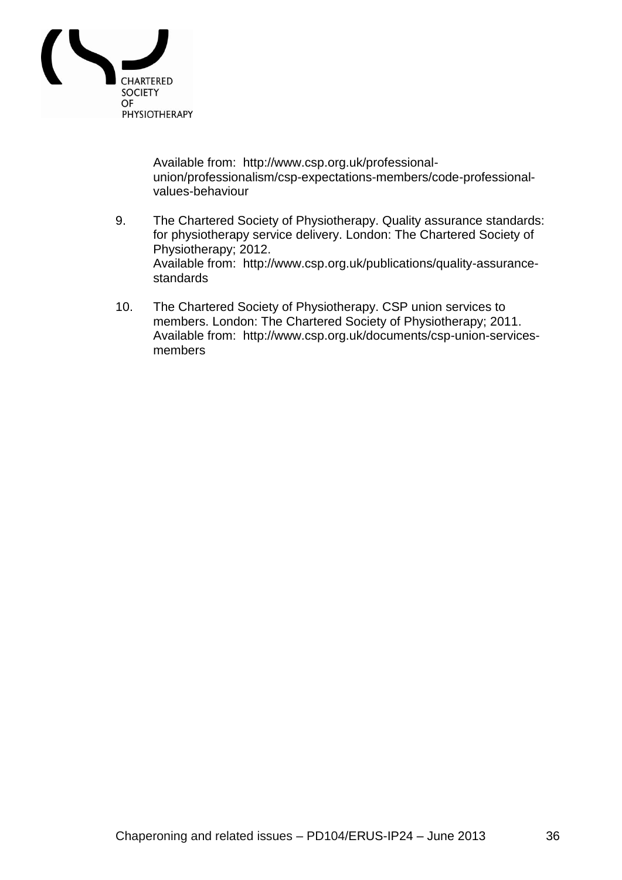Available from: http://www.csp.org.uk/professional-union/professionalism/csp-expectations-members/code-professional-values-behaviour

9. The Chartered Society of Physiotherapy. Quality assurance standards: for physiotherapy service delivery. London: The Chartered Society of Physiotherapy; 2012.
   Available from: http://www.csp.org.uk/publications/quality-assurance-standards

10. The Chartered Society of Physiotherapy. CSP union services to members. London: The Chartered Society of Physiotherapy; 2011.
    Available from: http://www.csp.org.uk/documents/csp-union-services-members